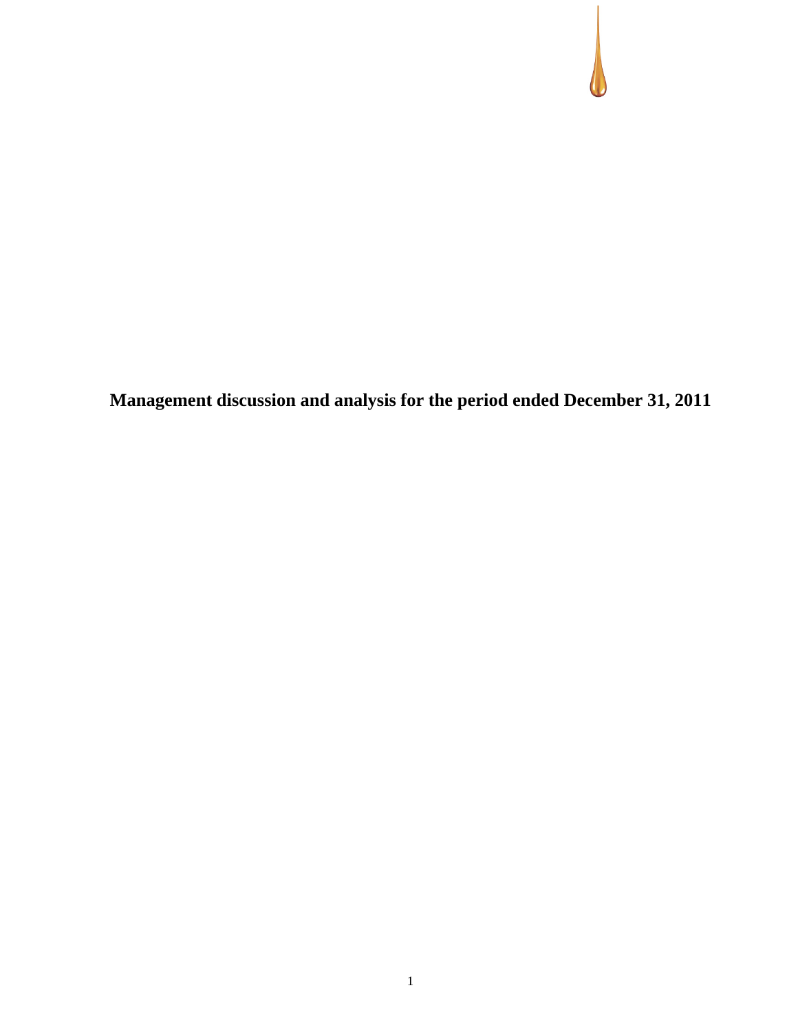**Management discussion and analysis for the period ended December 31, 2011**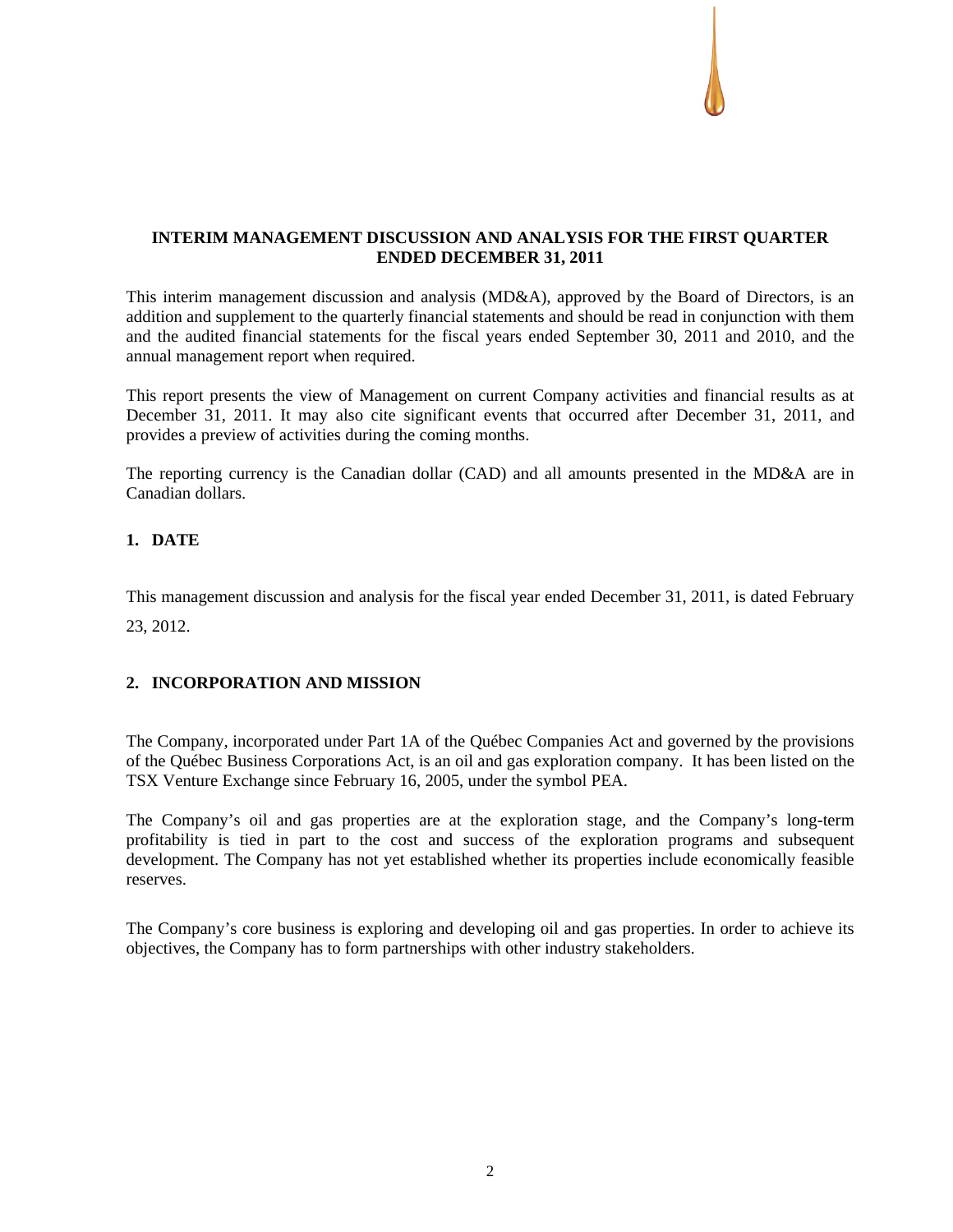**INTERIM MANAGEMENT DISCUSSION AND ANALYSIS FOR THE FIRST QUARTER ENDED DECEMBER 31, 2011**

This interim management discussion and analysis (MD&A), approved by the Board of Directors, is an addition and supplement to the quarterly financial statements and should be read in conjunction with them and the audited financial statements for the fiscal years ended September 30, 2011 and 2010, and the annual management report when required.

This report presents the view of Management on current Company activities and financial results as at December 31, 2011. It may also cite significant events that occurred after December 31, 2011, and provides a preview of activities during the coming months.

The reporting currency is the Canadian dollar (CAD) and all amounts presented in the MD&A are in Canadian dollars.

## 1. DATE

This management discussion and analysis for the fiscal year ended December 31, 2011, is dated February 23, 2012.

## 2. INCORPORATION AND MISSION

The Company, incorporated under Part 1A of the Québec Companies Act and governed by the provisions of the Québec Business Corporations Act, is an oil and gas exploration company. It has been listed on the TSX Venture Exchange since February 16, 2005, under the symbol PEA.

The Company's oil and gas properties are at the exploration stage, and the Company's long-term profitability is tied in part to the cost and success of the exploration programs and subsequent development. The Company has not yet established whether its properties include economically feasible reserves.

The Company's core business is exploring and developing oil and gas properties. In order to achieve its objectives, the Company has to form partnerships with other industry stakeholders.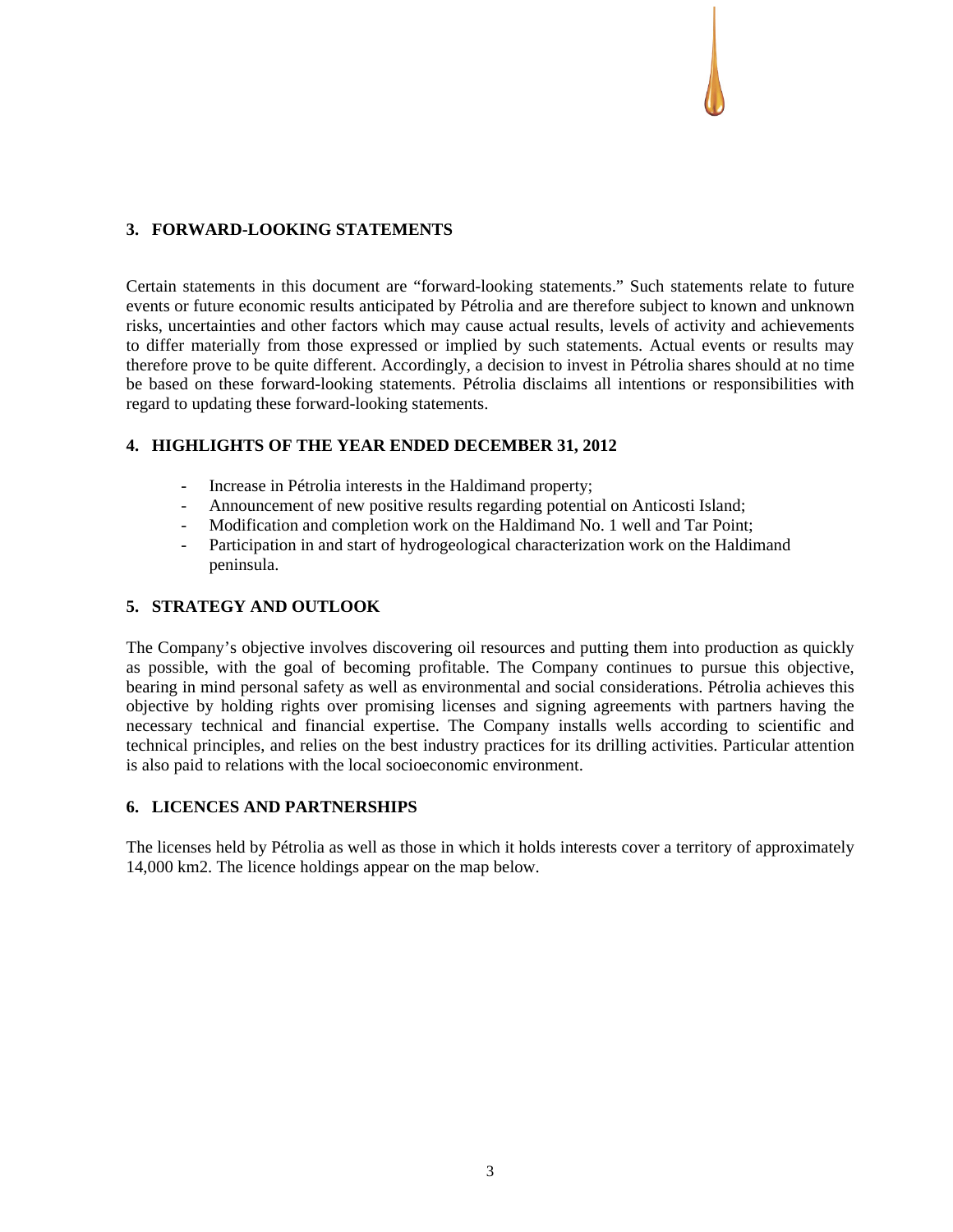## 3. FORWARD-LOOKING STATEMENTS

Certain statements in this document are "forward-looking statements." Such statements relate to future events or future economic results anticipated by Pétrolia and are therefore subject to known and unknown risks, uncertainties and other factors which may cause actual results, levels of activity and achievements to differ materially from those expressed or implied by such statements. Actual events or results may therefore prove to be quite different. Accordingly, a decision to invest in Pétrolia shares should at no time be based on these forward-looking statements. Pétrolia disclaims all intentions or responsibilities with regard to updating these forward-looking statements.

## 4. HIGHLIGHTS OF THE YEAR ENDED DECEMBER 31, 2012

- Increase in Pétrolia interests in the Haldimand property;
- Announcement of new positive results regarding potential on Anticosti Island;
- Modification and completion work on the Haldimand No. 1 well and Tar Point;
- Participation in and start of hydrogeological characterization work on the Haldimand peninsula.

## 5. STRATEGY AND OUTLOOK

The Company's objective involves discovering oil resources and putting them into production as quickly as possible, with the goal of becoming profitable. The Company continues to pursue this objective, bearing in mind personal safety as well as environmental and social considerations. Pétrolia achieves this objective by holding rights over promising licenses and signing agreements with partners having the necessary technical and financial expertise. The Company installs wells according to scientific and technical principles, and relies on the best industry practices for its drilling activities. Particular attention is also paid to relations with the local socioeconomic environment.

## 6. LICENCES AND PARTNERSHIPS

The licenses held by Pétrolia as well as those in which it holds interests cover a territory of approximately 14,000 km2. The licence holdings appear on the map below.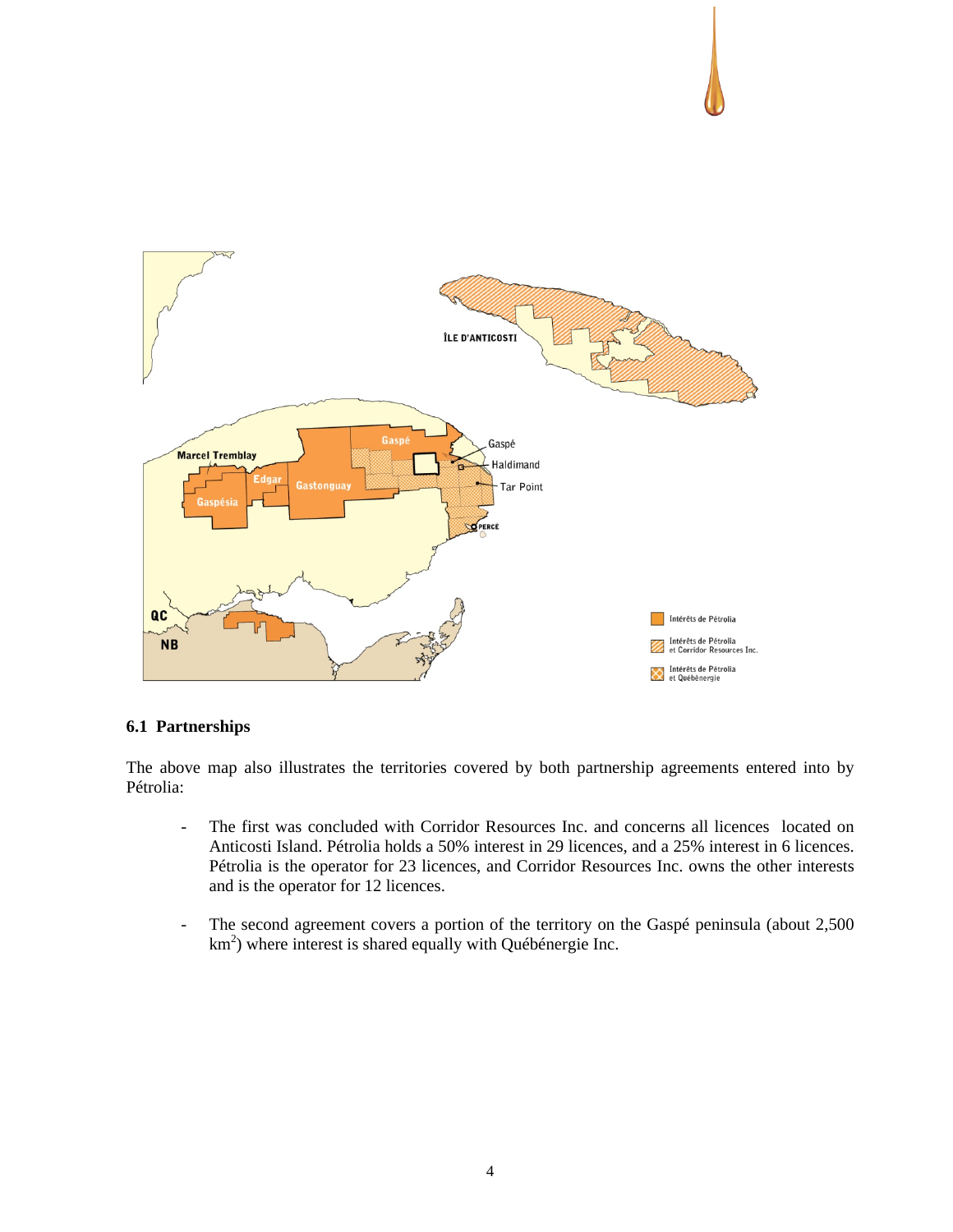## 6.1 Partnerships

The above map also illustrates the territories covered by both partnership agreements entered into by Pétrolia:

- The first was concluded with Corridor Resources Inc. and concerns all licences located on Anticosti Island. Pétrolia holds a 50% interest in 29 licences, and a 25% interest in 6 licences. Pétrolia is the operator for 23 licences, and Corridor Resources Inc. owns the other interests and is the operator for 12 licences.
- The second agreement covers a portion of the territory on the Gaspé peninsula (about 2,500 $km^2$) where interest is shared equally with Québénergie Inc.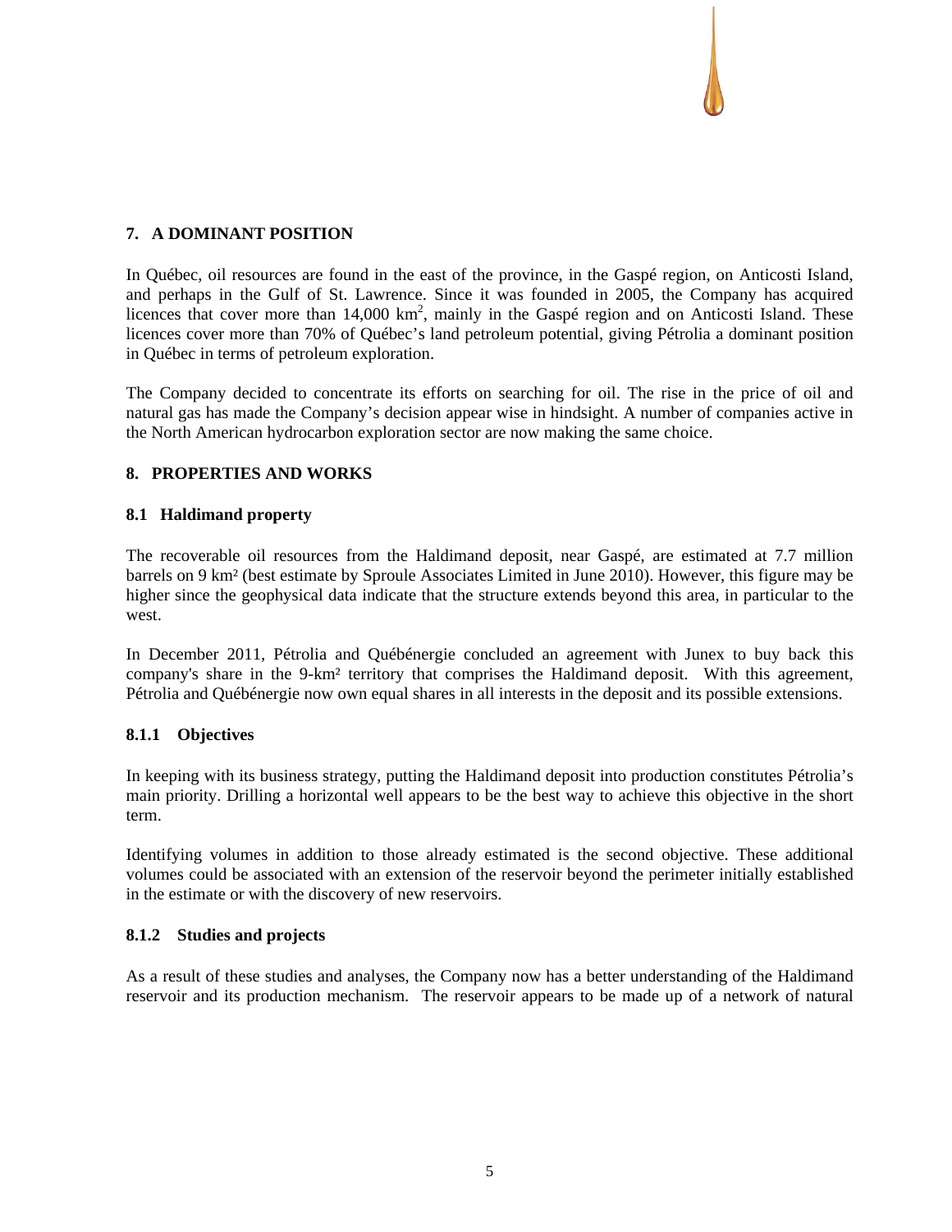## 7. A DOMINANT POSITION

In Québec, oil resources are found in the east of the province, in the Gaspé region, on Anticosti Island, and perhaps in the Gulf of St. Lawrence. Since it was founded in 2005, the Company has acquired licences that cover more than 14,000 km$^2$, mainly in the Gaspé region and on Anticosti Island. These licences cover more than 70% of Québec's land petroleum potential, giving Pétrolia a dominant position in Québec in terms of petroleum exploration.

The Company decided to concentrate its efforts on searching for oil. The rise in the price of oil and natural gas has made the Company's decision appear wise in hindsight. A number of companies active in the North American hydrocarbon exploration sector are now making the same choice.

## 8. PROPERTIES AND WORKS

### 8.1 Haldimand property

The recoverable oil resources from the Haldimand deposit, near Gaspé, are estimated at 7.7 million barrels on 9 km² (best estimate by Sproule Associates Limited in June 2010). However, this figure may be higher since the geophysical data indicate that the structure extends beyond this area, in particular to the west.

In December 2011, Pétrolia and Québénergie concluded an agreement with Junex to buy back this company's share in the 9-km² territory that comprises the Haldimand deposit. With this agreement, Pétrolia and Québénergie now own equal shares in all interests in the deposit and its possible extensions.

#### 8.1.1 Objectives

In keeping with its business strategy, putting the Haldimand deposit into production constitutes Pétrolia's main priority. Drilling a horizontal well appears to be the best way to achieve this objective in the short term.

Identifying volumes in addition to those already estimated is the second objective. These additional volumes could be associated with an extension of the reservoir beyond the perimeter initially established in the estimate or with the discovery of new reservoirs.

#### 8.1.2 Studies and projects

As a result of these studies and analyses, the Company now has a better understanding of the Haldimand reservoir and its production mechanism. The reservoir appears to be made up of a network of natural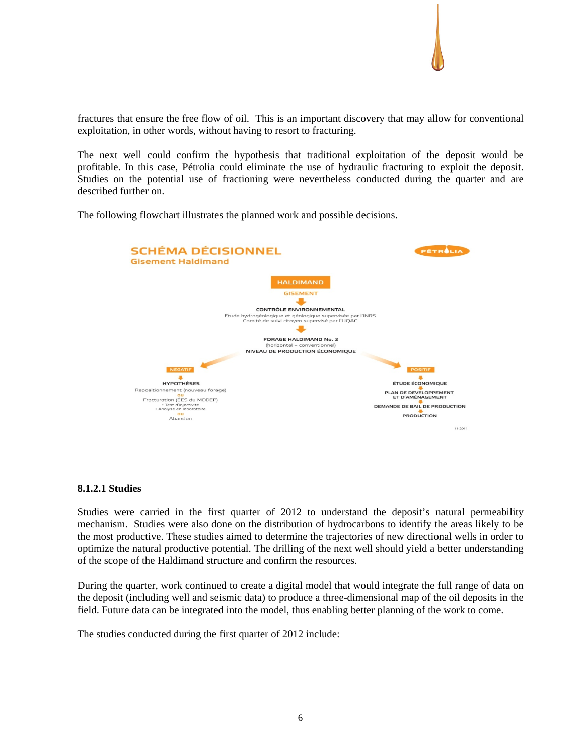fractures that ensure the free flow of oil. This is an important discovery that may allow for conventional exploitation, in other words, without having to resort to fracturing.

The next well could confirm the hypothesis that traditional exploitation of the deposit would be profitable. In this case, Pétrolia could eliminate the use of hydraulic fracturing to exploit the deposit. Studies on the potential use of fractioning were nevertheless conducted during the quarter and are described further on.

The following flowchart illustrates the planned work and possible decisions.

**SCHÉMA DÉCISIONNEL**
Gisement Haldimand

PÉTROLIA

HALDIMAND
GISEMENT

CONTRÔLE ENVIRONNEMENTAL
Étude hydrogéologique et géologique supervisée par l'INRS
Comité de suivi citoyen supervisé par l'UQAC

FORAGE HALDIMAND No. 3
(horizontal – conventionnel)
NIVEAU DE PRODUCTION ÉCONOMIQUE

NÉGATIF
HYPOTHÈSES
Repositionnement (nouveau forage)
ou
Fracturation (ÉES du MDDEP)
• Test d'injectivité
• Analyse en laboratoire
ou
Abandon

POSITIF
ÉTUDE ÉCONOMIQUE
PLAN DE DÉVELOPPEMENT ET D'AMÉNAGEMENT
DEMANDE DE BAIL DE PRODUCTION
PRODUCTION

11-2011

#### 8.1.2.1 Studies

Studies were carried in the first quarter of 2012 to understand the deposit's natural permeability mechanism. Studies were also done on the distribution of hydrocarbons to identify the areas likely to be the most productive. These studies aimed to determine the trajectories of new directional wells in order to optimize the natural productive potential. The drilling of the next well should yield a better understanding of the scope of the Haldimand structure and confirm the resources.

During the quarter, work continued to create a digital model that would integrate the full range of data on the deposit (including well and seismic data) to produce a three-dimensional map of the oil deposits in the field. Future data can be integrated into the model, thus enabling better planning of the work to come.

The studies conducted during the first quarter of 2012 include: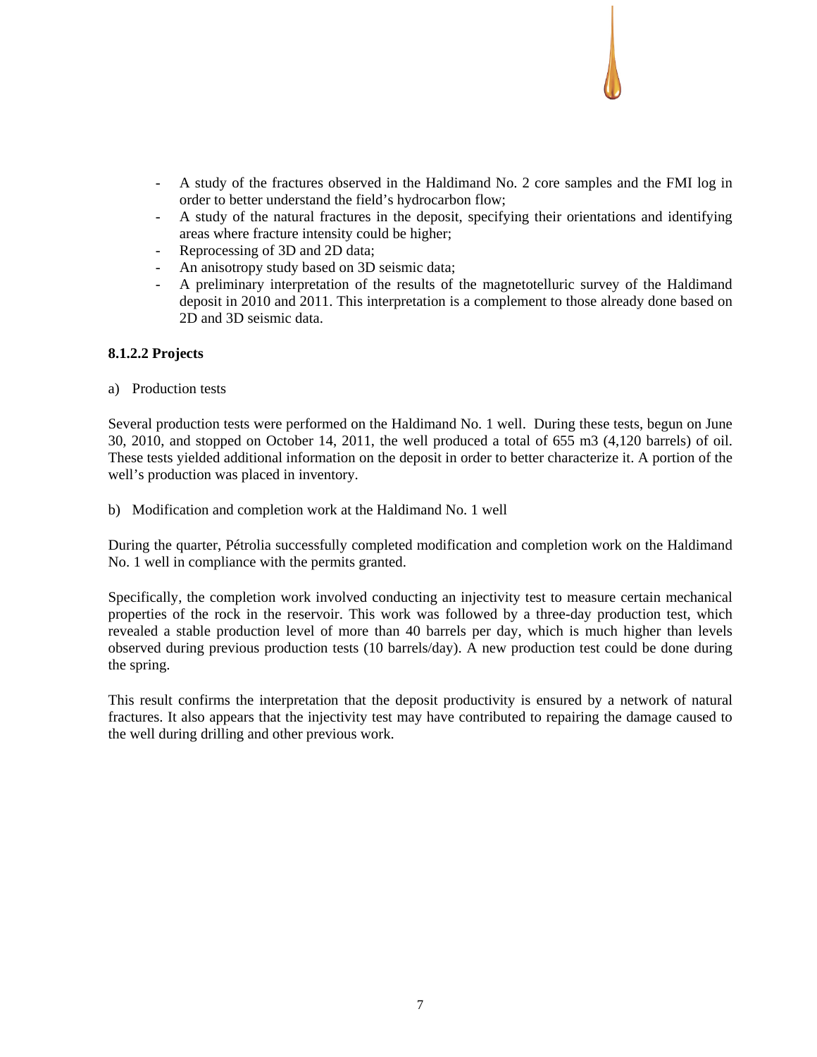- A study of the fractures observed in the Haldimand No. 2 core samples and the FMI log in order to better understand the field's hydrocarbon flow;
- A study of the natural fractures in the deposit, specifying their orientations and identifying areas where fracture intensity could be higher;
- Reprocessing of 3D and 2D data;
- An anisotropy study based on 3D seismic data;
- A preliminary interpretation of the results of the magnetotelluric survey of the Haldimand deposit in 2010 and 2011. This interpretation is a complement to those already done based on 2D and 3D seismic data.

#### 8.1.2.2 Projects

a) Production tests

Several production tests were performed on the Haldimand No. 1 well. During these tests, begun on June 30, 2010, and stopped on October 14, 2011, the well produced a total of 655 m3 (4,120 barrels) of oil. These tests yielded additional information on the deposit in order to better characterize it. A portion of the well's production was placed in inventory.

b) Modification and completion work at the Haldimand No. 1 well

During the quarter, Pétrolia successfully completed modification and completion work on the Haldimand No. 1 well in compliance with the permits granted.

Specifically, the completion work involved conducting an injectivity test to measure certain mechanical properties of the rock in the reservoir. This work was followed by a three-day production test, which revealed a stable production level of more than 40 barrels per day, which is much higher than levels observed during previous production tests (10 barrels/day). A new production test could be done during the spring.

This result confirms the interpretation that the deposit productivity is ensured by a network of natural fractures. It also appears that the injectivity test may have contributed to repairing the damage caused to the well during drilling and other previous work.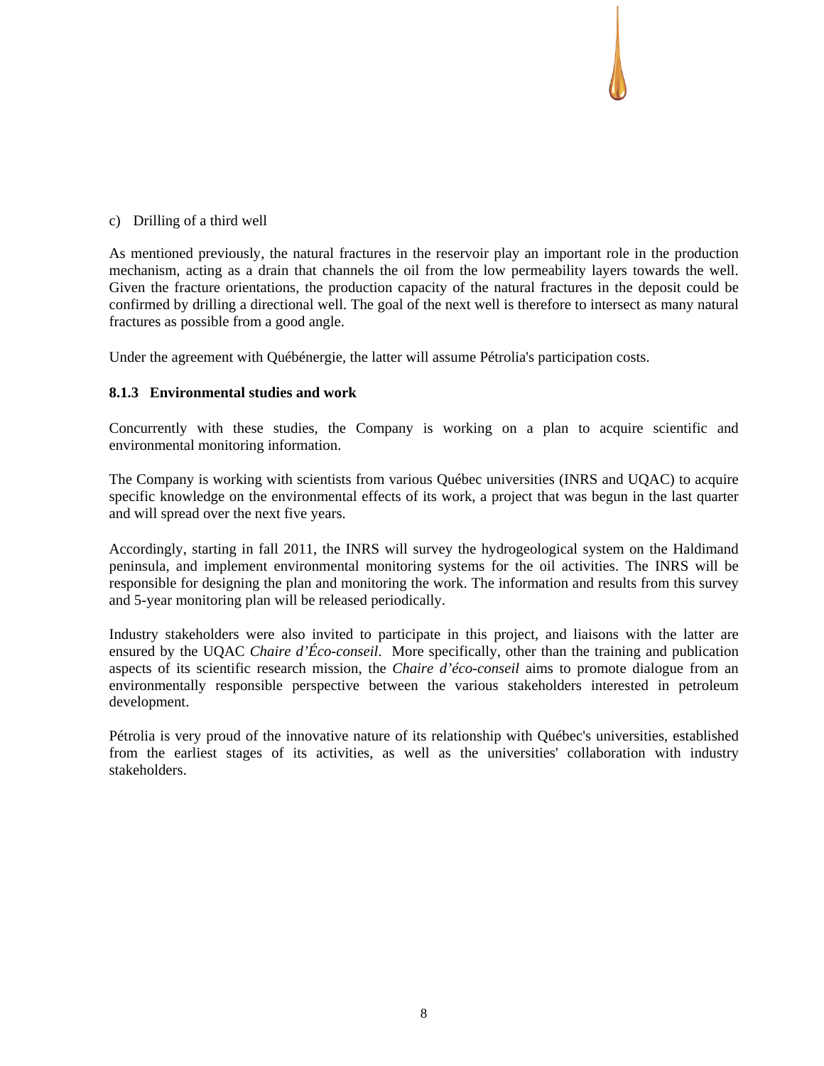c) Drilling of a third well

As mentioned previously, the natural fractures in the reservoir play an important role in the production mechanism, acting as a drain that channels the oil from the low permeability layers towards the well. Given the fracture orientations, the production capacity of the natural fractures in the deposit could be confirmed by drilling a directional well. The goal of the next well is therefore to intersect as many natural fractures as possible from a good angle.

Under the agreement with Québénergie, the latter will assume Pétrolia's participation costs.

### 8.1.3 Environmental studies and work

Concurrently with these studies, the Company is working on a plan to acquire scientific and environmental monitoring information.

The Company is working with scientists from various Québec universities (INRS and UQAC) to acquire specific knowledge on the environmental effects of its work, a project that was begun in the last quarter and will spread over the next five years.

Accordingly, starting in fall 2011, the INRS will survey the hydrogeological system on the Haldimand peninsula, and implement environmental monitoring systems for the oil activities. The INRS will be responsible for designing the plan and monitoring the work. The information and results from this survey and 5-year monitoring plan will be released periodically.

Industry stakeholders were also invited to participate in this project, and liaisons with the latter are ensured by the UQAC *Chaire d'Éco-conseil*. More specifically, other than the training and publication aspects of its scientific research mission, the *Chaire d'éco-conseil* aims to promote dialogue from an environmentally responsible perspective between the various stakeholders interested in petroleum development.

Pétrolia is very proud of the innovative nature of its relationship with Québec's universities, established from the earliest stages of its activities, as well as the universities' collaboration with industry stakeholders.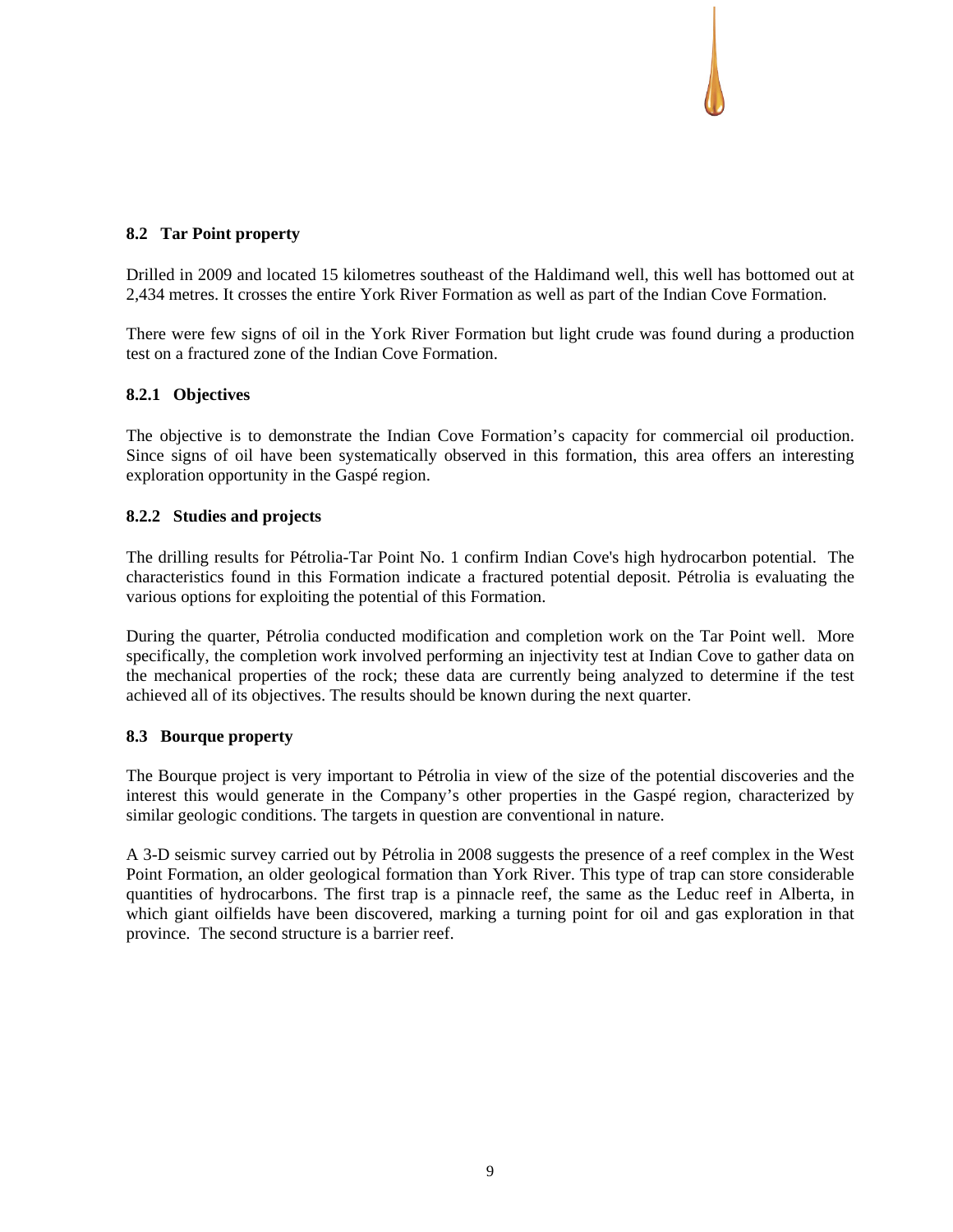### 8.2 Tar Point property

Drilled in 2009 and located 15 kilometres southeast of the Haldimand well, this well has bottomed out at 2,434 metres. It crosses the entire York River Formation as well as part of the Indian Cove Formation.

There were few signs of oil in the York River Formation but light crude was found during a production test on a fractured zone of the Indian Cove Formation.

#### 8.2.1 Objectives

The objective is to demonstrate the Indian Cove Formation's capacity for commercial oil production. Since signs of oil have been systematically observed in this formation, this area offers an interesting exploration opportunity in the Gaspé region.

#### 8.2.2 Studies and projects

The drilling results for Pétrolia-Tar Point No. 1 confirm Indian Cove's high hydrocarbon potential. The characteristics found in this Formation indicate a fractured potential deposit. Pétrolia is evaluating the various options for exploiting the potential of this Formation.

During the quarter, Pétrolia conducted modification and completion work on the Tar Point well. More specifically, the completion work involved performing an injectivity test at Indian Cove to gather data on the mechanical properties of the rock; these data are currently being analyzed to determine if the test achieved all of its objectives. The results should be known during the next quarter.

### 8.3 Bourque property

The Bourque project is very important to Pétrolia in view of the size of the potential discoveries and the interest this would generate in the Company's other properties in the Gaspé region, characterized by similar geologic conditions. The targets in question are conventional in nature.

A 3-D seismic survey carried out by Pétrolia in 2008 suggests the presence of a reef complex in the West Point Formation, an older geological formation than York River. This type of trap can store considerable quantities of hydrocarbons. The first trap is a pinnacle reef, the same as the Leduc reef in Alberta, in which giant oilfields have been discovered, marking a turning point for oil and gas exploration in that province. The second structure is a barrier reef.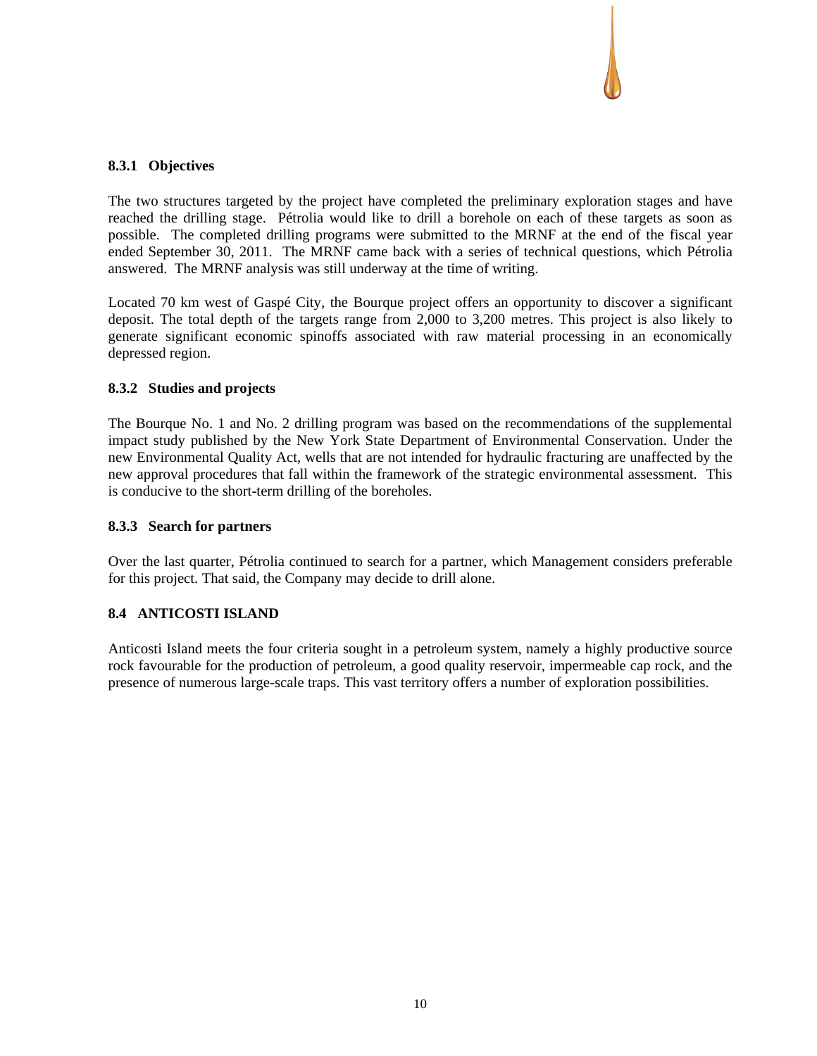### 8.3.1 Objectives

The two structures targeted by the project have completed the preliminary exploration stages and have reached the drilling stage. Pétrolia would like to drill a borehole on each of these targets as soon as possible. The completed drilling programs were submitted to the MRNF at the end of the fiscal year ended September 30, 2011. The MRNF came back with a series of technical questions, which Pétrolia answered. The MRNF analysis was still underway at the time of writing.

Located 70 km west of Gaspé City, the Bourque project offers an opportunity to discover a significant deposit. The total depth of the targets range from 2,000 to 3,200 metres. This project is also likely to generate significant economic spinoffs associated with raw material processing in an economically depressed region.

### 8.3.2 Studies and projects

The Bourque No. 1 and No. 2 drilling program was based on the recommendations of the supplemental impact study published by the New York State Department of Environmental Conservation. Under the new Environmental Quality Act, wells that are not intended for hydraulic fracturing are unaffected by the new approval procedures that fall within the framework of the strategic environmental assessment. This is conducive to the short-term drilling of the boreholes.

### 8.3.3 Search for partners

Over the last quarter, Pétrolia continued to search for a partner, which Management considers preferable for this project. That said, the Company may decide to drill alone.

## 8.4 ANTICOSTI ISLAND

Anticosti Island meets the four criteria sought in a petroleum system, namely a highly productive source rock favourable for the production of petroleum, a good quality reservoir, impermeable cap rock, and the presence of numerous large-scale traps. This vast territory offers a number of exploration possibilities.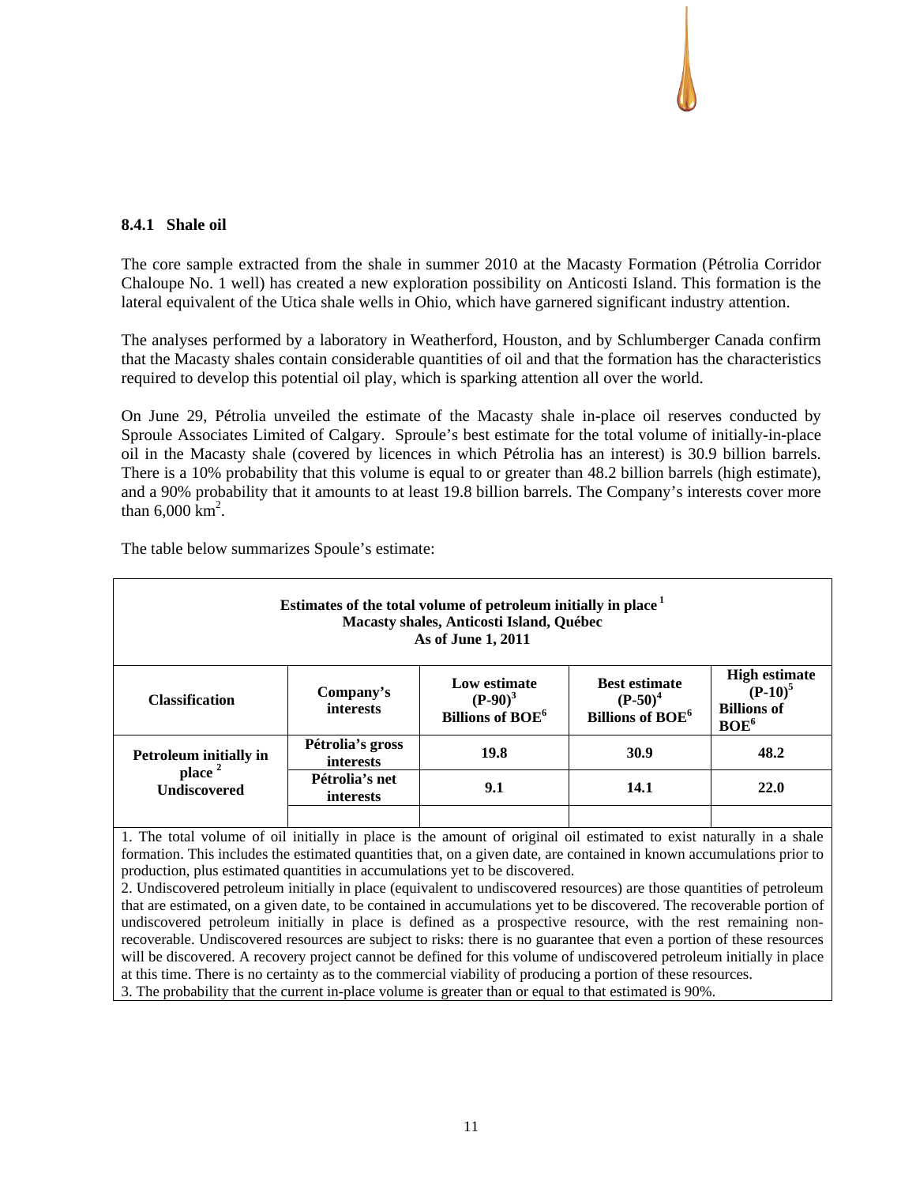### 8.4.1 Shale oil

The core sample extracted from the shale in summer 2010 at the Macasty Formation (Pétrolia Corridor Chaloupe No. 1 well) has created a new exploration possibility on Anticosti Island. This formation is the lateral equivalent of the Utica shale wells in Ohio, which have garnered significant industry attention.

The analyses performed by a laboratory in Weatherford, Houston, and by Schlumberger Canada confirm that the Macasty shales contain considerable quantities of oil and that the formation has the characteristics required to develop this potential oil play, which is sparking attention all over the world.

On June 29, Pétrolia unveiled the estimate of the Macasty shale in-place oil reserves conducted by Sproule Associates Limited of Calgary. Sproule's best estimate for the total volume of initially-in-place oil in the Macasty shale (covered by licences in which Pétrolia has an interest) is 30.9 billion barrels. There is a 10% probability that this volume is equal to or greater than 48.2 billion barrels (high estimate), and a 90% probability that it amounts to at least 19.8 billion barrels. The Company's interests cover more than 6,000 km$^2$.

The table below summarizes Spoule's estimate:

**Estimates of the total volume of petroleum initially in place [1]**
**Macasty shales, Anticosti Island, Québec**
**As of June 1, 2011**

| Classification | Company's interests | Low estimate (P-90)[3] Billions of BOE[6] | Best estimate (P-50)[4] Billions of BOE[6] | High estimate (P-10)[5] Billions of BOE[6] |
|---|---|---|---|---|
| Petroleum initially in place [2] Undiscovered | Pétrolia's gross interests | 19.8 | 30.9 | 48.2 |
| | Pétrolia's net interests | 9.1 | 14.1 | 22.0 |
| | | | | |

1. The total volume of oil initially in place is the amount of original oil estimated to exist naturally in a shale formation. This includes the estimated quantities that, on a given date, are contained in known accumulations prior to production, plus estimated quantities in accumulations yet to be discovered.
2. Undiscovered petroleum initially in place (equivalent to undiscovered resources) are those quantities of petroleum that are estimated, on a given date, to be contained in accumulations yet to be discovered. The recoverable portion of undiscovered petroleum initially in place is defined as a prospective resource, with the rest remaining non-recoverable. Undiscovered resources are subject to risks: there is no guarantee that even a portion of these resources will be discovered. A recovery project cannot be defined for this volume of undiscovered petroleum initially in place at this time. There is no certainty as to the commercial viability of producing a portion of these resources.
3. The probability that the current in-place volume is greater than or equal to that estimated is 90%.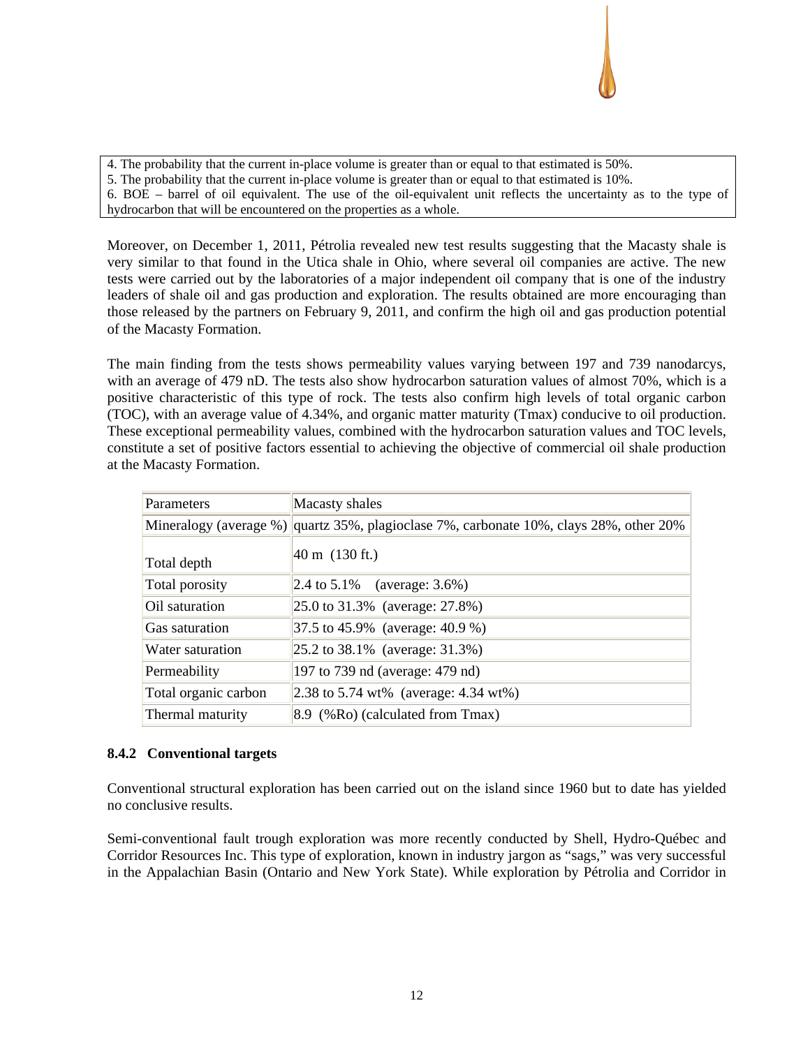4. The probability that the current in-place volume is greater than or equal to that estimated is 50%.
5. The probability that the current in-place volume is greater than or equal to that estimated is 10%.
6. BOE – barrel of oil equivalent. The use of the oil-equivalent unit reflects the uncertainty as to the type of hydrocarbon that will be encountered on the properties as a whole.

Moreover, on December 1, 2011, Pétrolia revealed new test results suggesting that the Macasty shale is very similar to that found in the Utica shale in Ohio, where several oil companies are active. The new tests were carried out by the laboratories of a major independent oil company that is one of the industry leaders of shale oil and gas production and exploration. The results obtained are more encouraging than those released by the partners on February 9, 2011, and confirm the high oil and gas production potential of the Macasty Formation.

The main finding from the tests shows permeability values varying between 197 and 739 nanodarcys, with an average of 479 nD. The tests also show hydrocarbon saturation values of almost 70%, which is a positive characteristic of this type of rock. The tests also confirm high levels of total organic carbon (TOC), with an average value of 4.34%, and organic matter maturity (Tmax) conducive to oil production. These exceptional permeability values, combined with the hydrocarbon saturation values and TOC levels, constitute a set of positive factors essential to achieving the objective of commercial oil shale production at the Macasty Formation.

| Parameters | Macasty shales |
|---|---|
| Mineralogy (average %) | quartz 35%, plagioclase 7%, carbonate 10%, clays 28%, other 20% |
| Total depth | 40 m (130 ft.) |
| Total porosity | 2.4 to 5.1% (average: 3.6%) |
| Oil saturation | 25.0 to 31.3% (average: 27.8%) |
| Gas saturation | 37.5 to 45.9% (average: 40.9 %) |
| Water saturation | 25.2 to 38.1% (average: 31.3%) |
| Permeability | 197 to 739 nd (average: 479 nd) |
| Total organic carbon | 2.38 to 5.74 wt% (average: 4.34 wt%) |
| Thermal maturity | 8.9 (%Ro) (calculated from Tmax) |

### 8.4.2 Conventional targets

Conventional structural exploration has been carried out on the island since 1960 but to date has yielded no conclusive results.

Semi-conventional fault trough exploration was more recently conducted by Shell, Hydro-Québec and Corridor Resources Inc. This type of exploration, known in industry jargon as "sags," was very successful in the Appalachian Basin (Ontario and New York State). While exploration by Pétrolia and Corridor in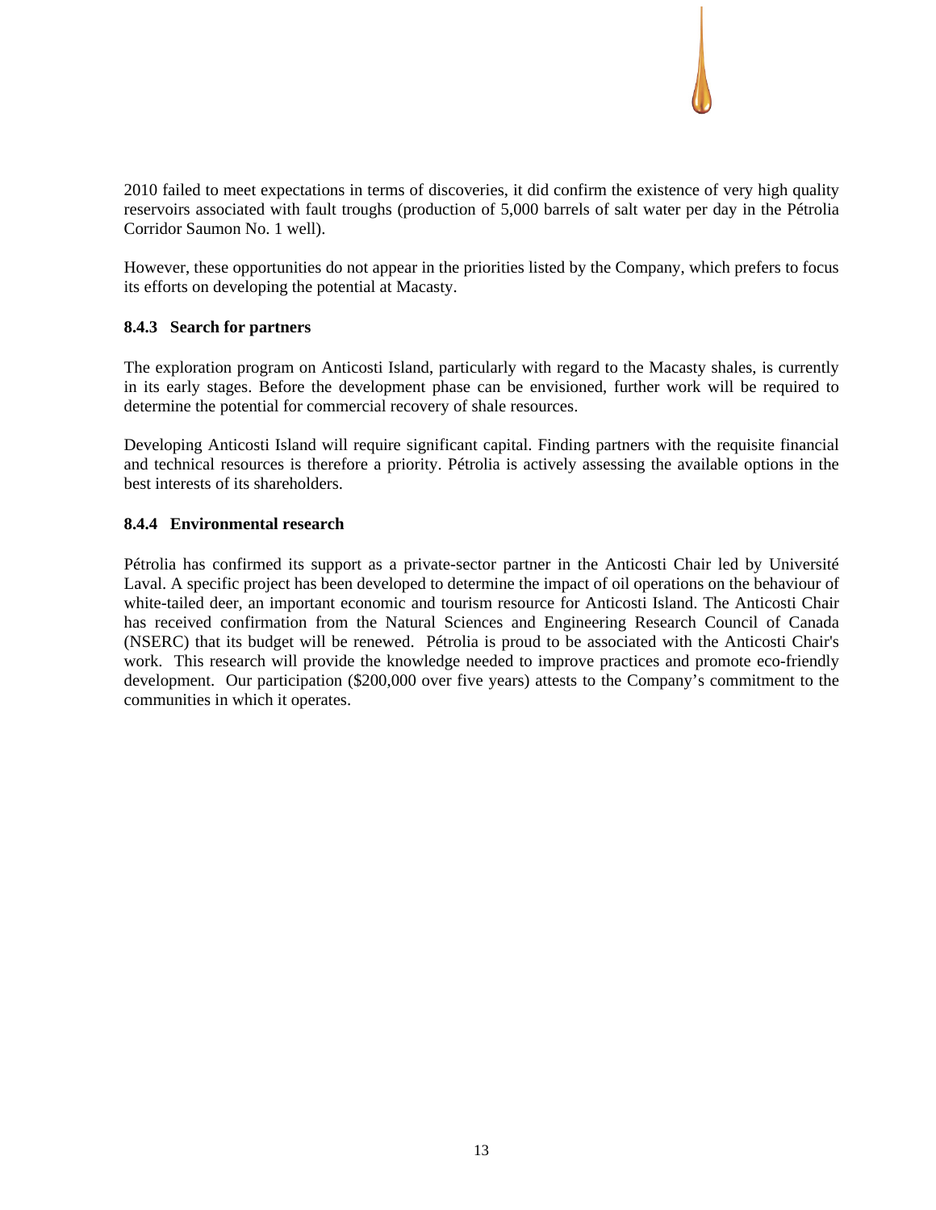2010 failed to meet expectations in terms of discoveries, it did confirm the existence of very high quality reservoirs associated with fault troughs (production of 5,000 barrels of salt water per day in the Pétrolia Corridor Saumon No. 1 well).

However, these opportunities do not appear in the priorities listed by the Company, which prefers to focus its efforts on developing the potential at Macasty.

### 8.4.3 Search for partners

The exploration program on Anticosti Island, particularly with regard to the Macasty shales, is currently in its early stages. Before the development phase can be envisioned, further work will be required to determine the potential for commercial recovery of shale resources.

Developing Anticosti Island will require significant capital. Finding partners with the requisite financial and technical resources is therefore a priority. Pétrolia is actively assessing the available options in the best interests of its shareholders.

### 8.4.4 Environmental research

Pétrolia has confirmed its support as a private-sector partner in the Anticosti Chair led by Université Laval. A specific project has been developed to determine the impact of oil operations on the behaviour of white-tailed deer, an important economic and tourism resource for Anticosti Island. The Anticosti Chair has received confirmation from the Natural Sciences and Engineering Research Council of Canada (NSERC) that its budget will be renewed. Pétrolia is proud to be associated with the Anticosti Chair's work. This research will provide the knowledge needed to improve practices and promote eco-friendly development. Our participation ($200,000 over five years) attests to the Company's commitment to the communities in which it operates.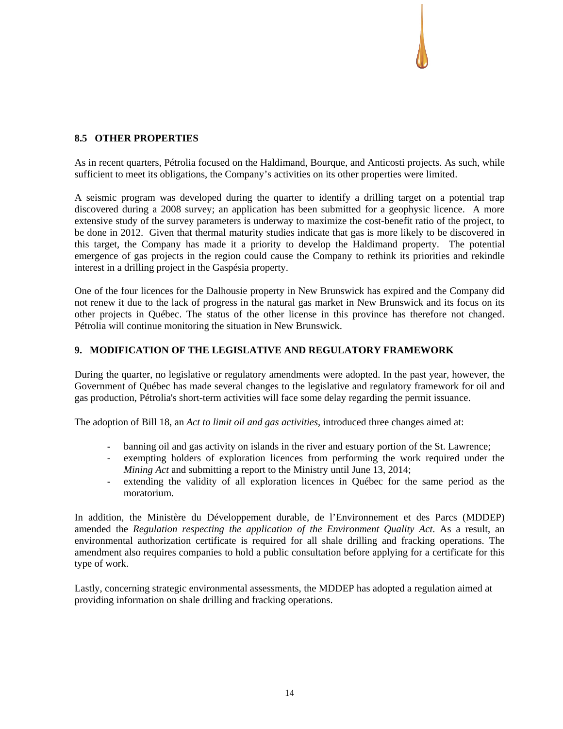### 8.5 OTHER PROPERTIES

As in recent quarters, Pétrolia focused on the Haldimand, Bourque, and Anticosti projects. As such, while sufficient to meet its obligations, the Company's activities on its other properties were limited.

A seismic program was developed during the quarter to identify a drilling target on a potential trap discovered during a 2008 survey; an application has been submitted for a geophysic licence. A more extensive study of the survey parameters is underway to maximize the cost-benefit ratio of the project, to be done in 2012. Given that thermal maturity studies indicate that gas is more likely to be discovered in this target, the Company has made it a priority to develop the Haldimand property. The potential emergence of gas projects in the region could cause the Company to rethink its priorities and rekindle interest in a drilling project in the Gaspésia property.

One of the four licences for the Dalhousie property in New Brunswick has expired and the Company did not renew it due to the lack of progress in the natural gas market in New Brunswick and its focus on its other projects in Québec. The status of the other license in this province has therefore not changed. Pétrolia will continue monitoring the situation in New Brunswick.

## 9. MODIFICATION OF THE LEGISLATIVE AND REGULATORY FRAMEWORK

During the quarter, no legislative or regulatory amendments were adopted. In the past year, however, the Government of Québec has made several changes to the legislative and regulatory framework for oil and gas production, Pétrolia's short-term activities will face some delay regarding the permit issuance.

The adoption of Bill 18, an *Act to limit oil and gas activities*, introduced three changes aimed at:

- banning oil and gas activity on islands in the river and estuary portion of the St. Lawrence;
- exempting holders of exploration licences from performing the work required under the *Mining Act* and submitting a report to the Ministry until June 13, 2014;
- extending the validity of all exploration licences in Québec for the same period as the moratorium.

In addition, the Ministère du Développement durable, de l'Environnement et des Parcs (MDDEP) amended the *Regulation respecting the application of the Environment Quality Act*. As a result, an environmental authorization certificate is required for all shale drilling and fracking operations. The amendment also requires companies to hold a public consultation before applying for a certificate for this type of work.

Lastly, concerning strategic environmental assessments, the MDDEP has adopted a regulation aimed at providing information on shale drilling and fracking operations.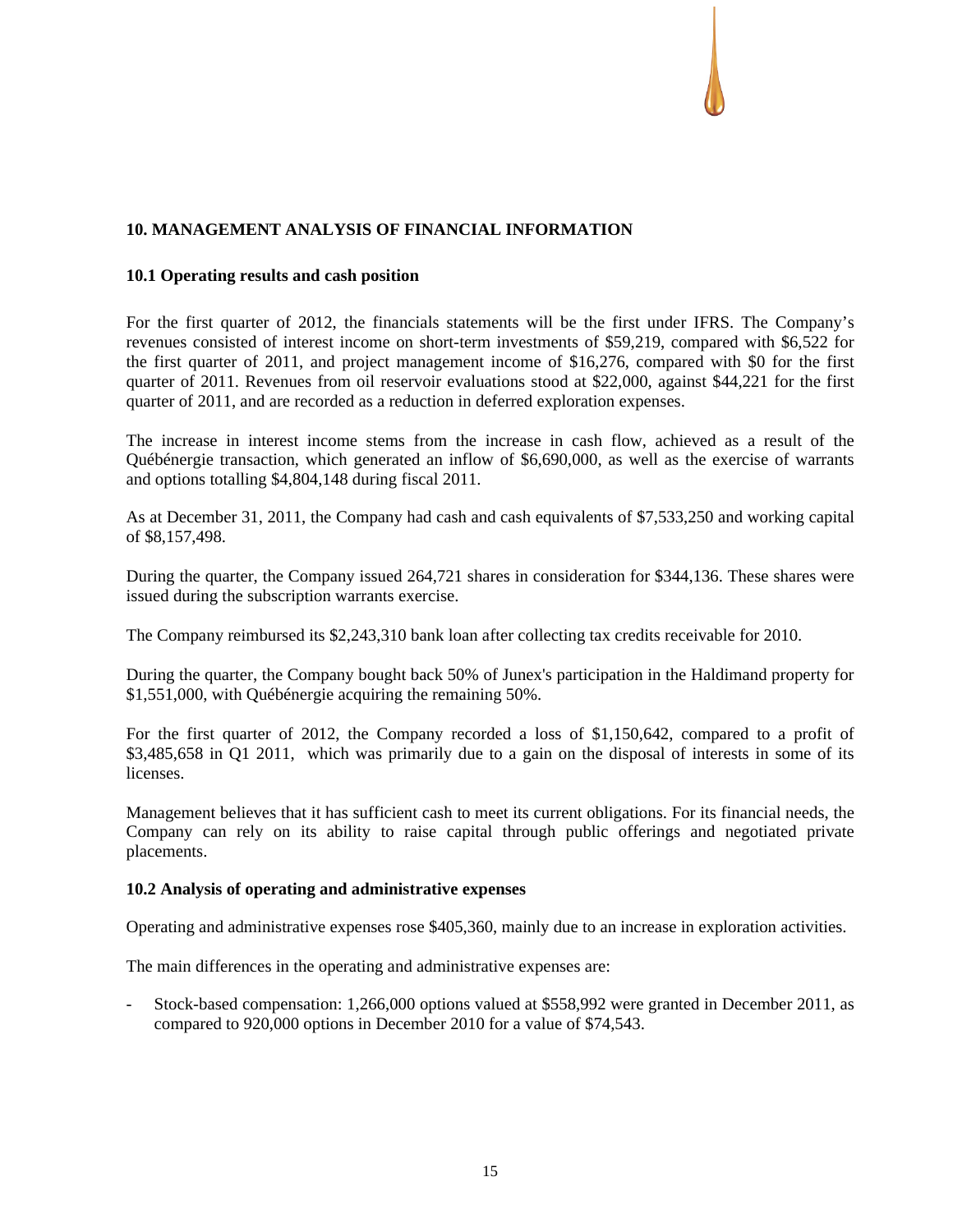## 10. MANAGEMENT ANALYSIS OF FINANCIAL INFORMATION

### 10.1 Operating results and cash position

For the first quarter of 2012, the financials statements will be the first under IFRS. The Company's revenues consisted of interest income on short-term investments of $59,219, compared with $6,522 for the first quarter of 2011, and project management income of $16,276, compared with $0 for the first quarter of 2011. Revenues from oil reservoir evaluations stood at $22,000, against $44,221 for the first quarter of 2011, and are recorded as a reduction in deferred exploration expenses.

The increase in interest income stems from the increase in cash flow, achieved as a result of the Québénergie transaction, which generated an inflow of $6,690,000, as well as the exercise of warrants and options totalling $4,804,148 during fiscal 2011.

As at December 31, 2011, the Company had cash and cash equivalents of $7,533,250 and working capital of $8,157,498.

During the quarter, the Company issued 264,721 shares in consideration for $344,136. These shares were issued during the subscription warrants exercise.

The Company reimbursed its $2,243,310 bank loan after collecting tax credits receivable for 2010.

During the quarter, the Company bought back 50% of Junex's participation in the Haldimand property for $1,551,000, with Québénergie acquiring the remaining 50%.

For the first quarter of 2012, the Company recorded a loss of $1,150,642, compared to a profit of $3,485,658 in Q1 2011, which was primarily due to a gain on the disposal of interests in some of its licenses.

Management believes that it has sufficient cash to meet its current obligations. For its financial needs, the Company can rely on its ability to raise capital through public offerings and negotiated private placements.

### 10.2 Analysis of operating and administrative expenses

Operating and administrative expenses rose $405,360, mainly due to an increase in exploration activities.

The main differences in the operating and administrative expenses are:

- Stock-based compensation: 1,266,000 options valued at $558,992 were granted in December 2011, as compared to 920,000 options in December 2010 for a value of $74,543.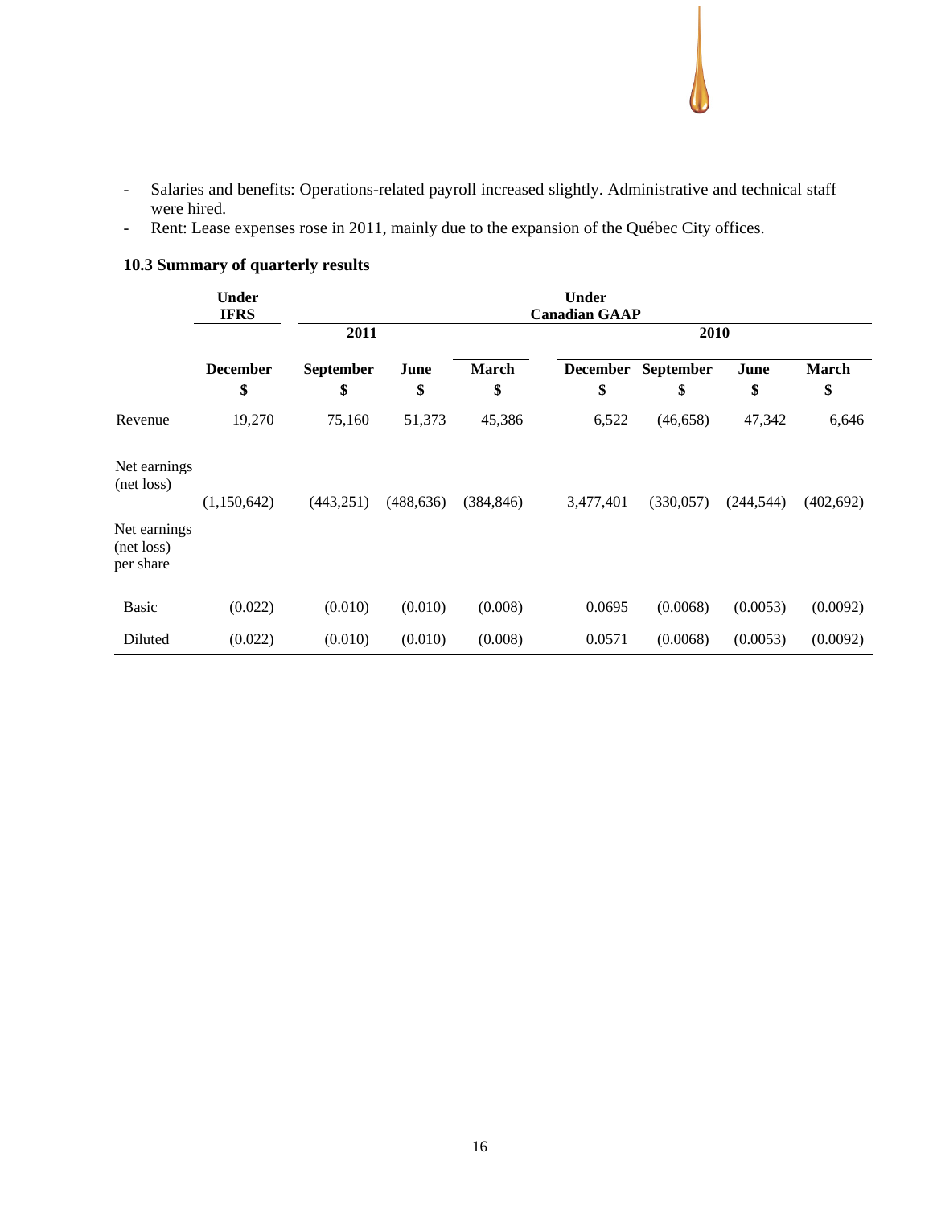- Salaries and benefits: Operations-related payroll increased slightly. Administrative and technical staff were hired.
- Rent: Lease expenses rose in 2011, mainly due to the expansion of the Québec City offices.

### 10.3 Summary of quarterly results

| | Under IFRS | | | | Under Canadian GAAP | | | |
|---|---|---|---|---|---|---|---|---|
| | 2011 | | | | 2010 | | | |
| | December $ | September $ | June $ | March $ | December $ | September $ | June $ | March $ |
| Revenue | 19,270 | 75,160 | 51,373 | 45,386 | 6,522 | (46,658) | 47,342 | 6,646 |
| Net earnings (net loss) | (1,150,642) | (443,251) | (488,636) | (384,846) | 3,477,401 | (330,057) | (244,544) | (402,692) |
| Net earnings (net loss) per share | | | | | | | | |
| Basic | (0.022) | (0.010) | (0.010) | (0.008) | 0.0695 | (0.0068) | (0.0053) | (0.0092) |
| Diluted | (0.022) | (0.010) | (0.010) | (0.008) | 0.0571 | (0.0068) | (0.0053) | (0.0092) |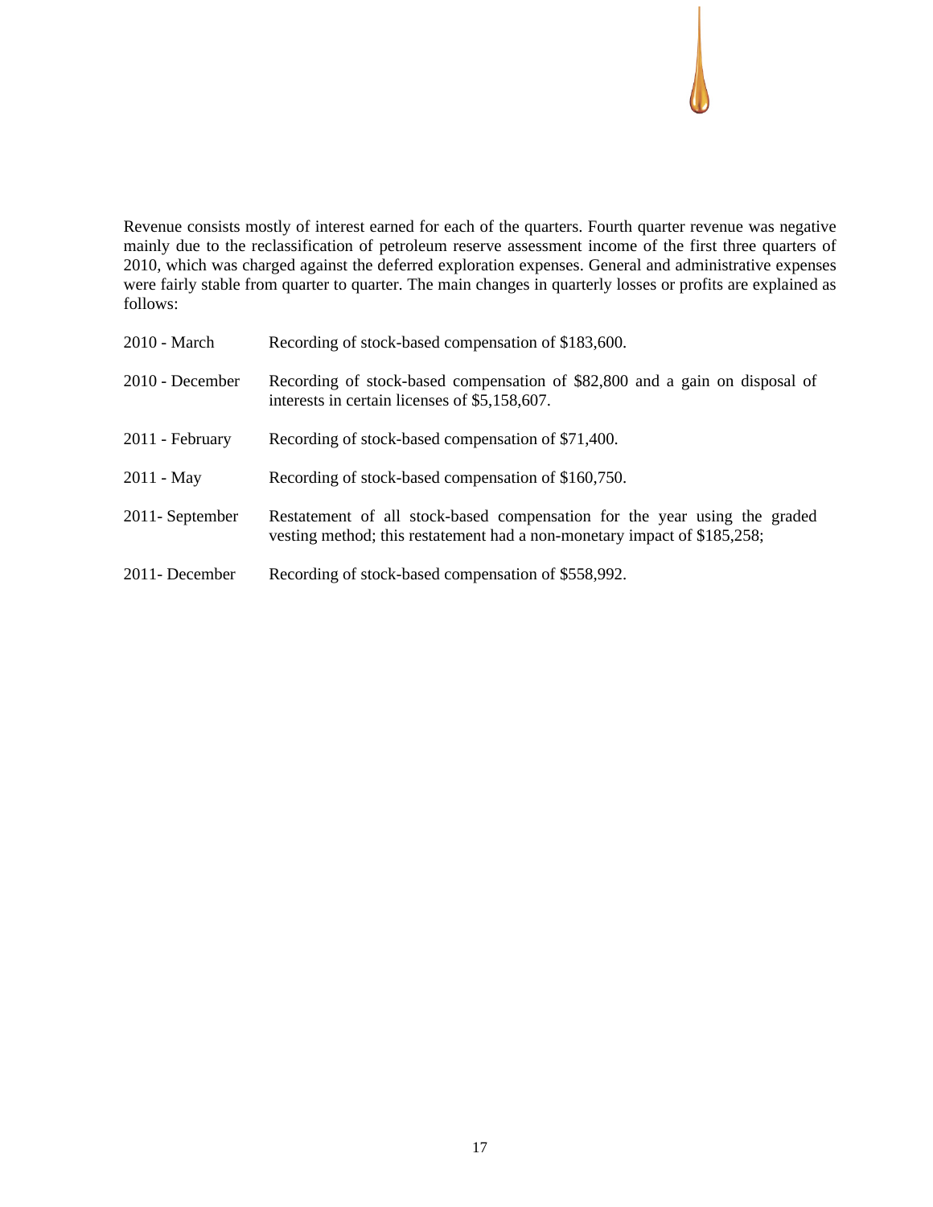Revenue consists mostly of interest earned for each of the quarters. Fourth quarter revenue was negative mainly due to the reclassification of petroleum reserve assessment income of the first three quarters of 2010, which was charged against the deferred exploration expenses. General and administrative expenses were fairly stable from quarter to quarter. The main changes in quarterly losses or profits are explained as follows:

| | |
|---|---|
| 2010 - March | Recording of stock-based compensation of $183,600. |
| 2010 - December | Recording of stock-based compensation of $82,800 and a gain on disposal of interests in certain licenses of $5,158,607. |
| 2011 - February | Recording of stock-based compensation of $71,400. |
| 2011 - May | Recording of stock-based compensation of $160,750. |
| 2011- September | Restatement of all stock-based compensation for the year using the graded vesting method; this restatement had a non-monetary impact of $185,258; |
| 2011- December | Recording of stock-based compensation of $558,992. |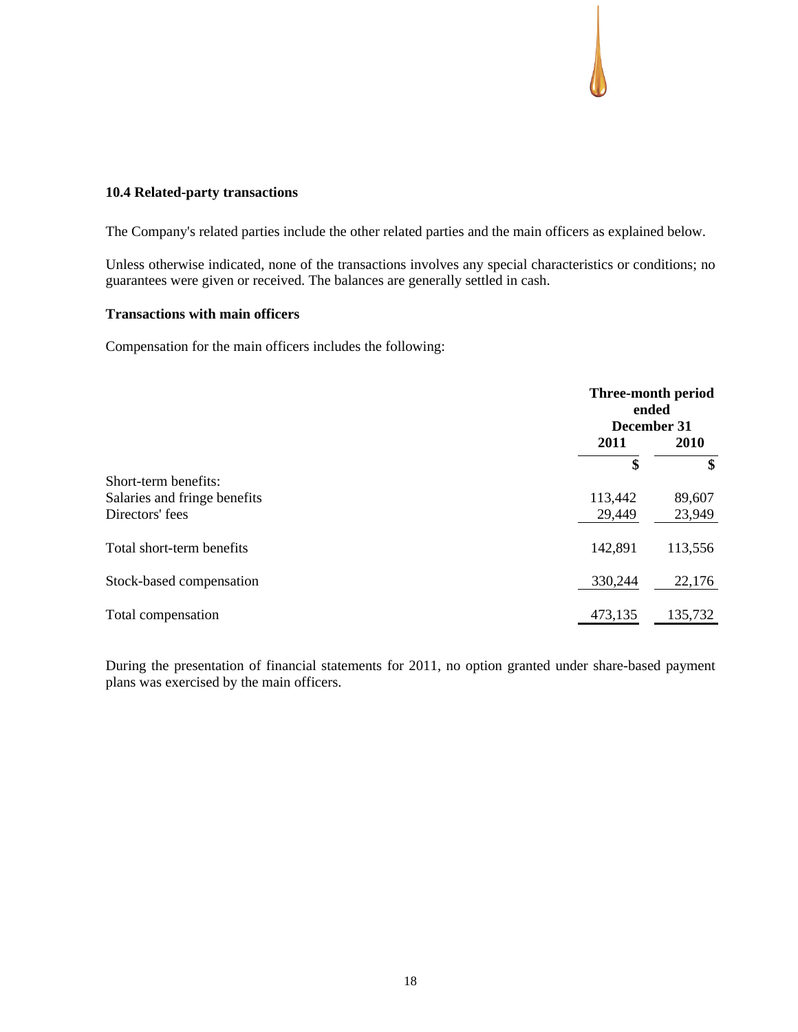### 10.4 Related-party transactions

The Company's related parties include the other related parties and the main officers as explained below.

Unless otherwise indicated, none of the transactions involves any special characteristics or conditions; no guarantees were given or received. The balances are generally settled in cash.

**Transactions with main officers**

Compensation for the main officers includes the following:

| | Three-month period ended December 31 | |
|---|---|---|
| | **2011** | **2010** |
| | **$** | **$** |
| Short-term benefits: | | |
| Salaries and fringe benefits | 113,442 | 89,607 |
| Directors' fees | 29,449 | 23,949 |
| Total short-term benefits | 142,891 | 113,556 |
| Stock-based compensation | 330,244 | 22,176 |
| Total compensation | 473,135 | 135,732 |

During the presentation of financial statements for 2011, no option granted under share-based payment plans was exercised by the main officers.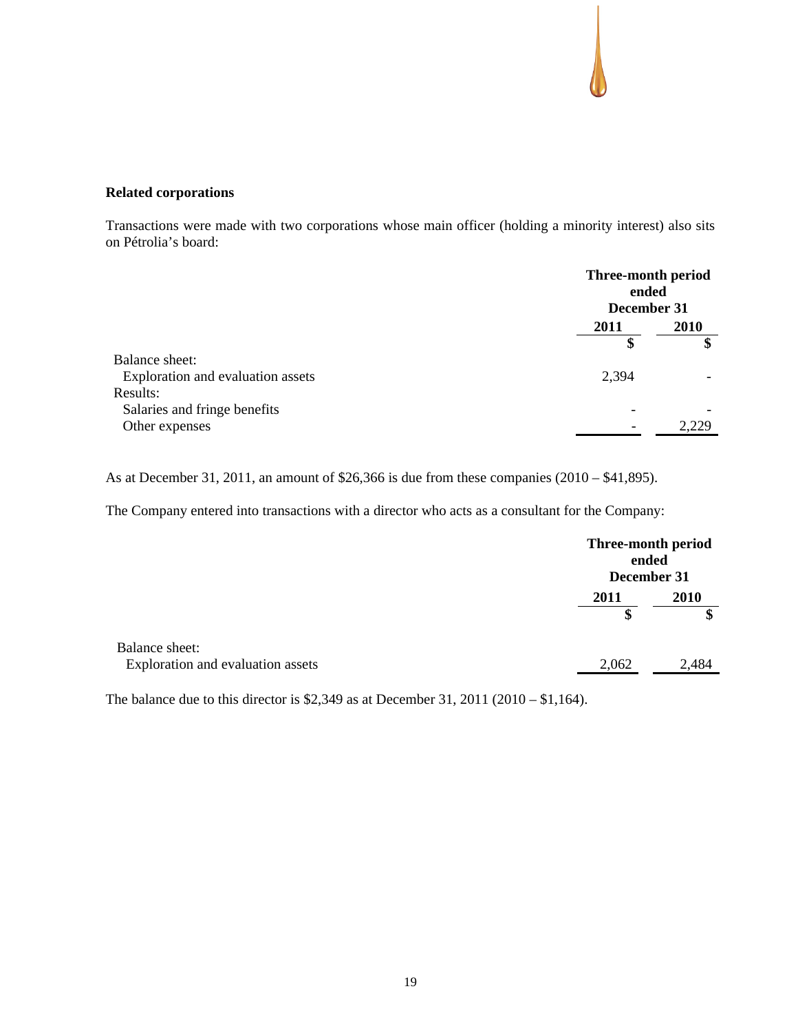**Related corporations**

Transactions were made with two corporations whose main officer (holding a minority interest) also sits on Pétrolia's board:

| | Three-month period ended December 31 | |
|---|---|---|
| | 2011 | 2010 |
| | $ | $ |
| Balance sheet: | | |
| Exploration and evaluation assets | 2,394 | - |
| Results: | | |
| Salaries and fringe benefits | - | - |
| Other expenses | - | 2,229 |

As at December 31, 2011, an amount of $26,366 is due from these companies (2010 – $41,895).

The Company entered into transactions with a director who acts as a consultant for the Company:

| | Three-month period ended December 31 | |
|---|---|---|
| | 2011 | 2010 |
| | $ | $ |
| Balance sheet: | | |
| Exploration and evaluation assets | 2,062 | 2,484 |

The balance due to this director is $2,349 as at December 31, 2011 (2010 – $1,164).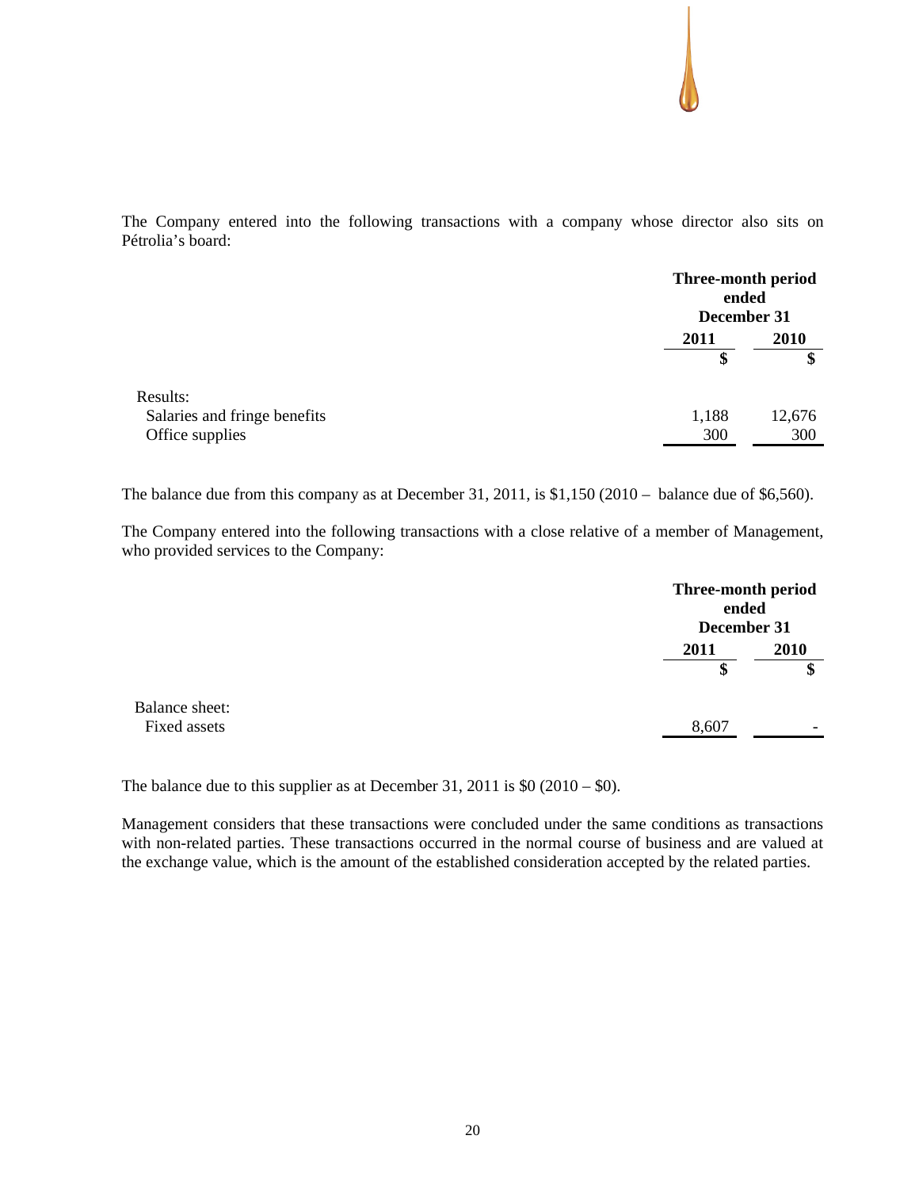The Company entered into the following transactions with a company whose director also sits on Pétrolia's board:

| | Three-month period ended December 31 | |
|---|---|---|
| | 2011 | 2010 |
| | $ | $ |
| Results: | | |
| Salaries and fringe benefits | 1,188 | 12,676 |
| Office supplies | 300 | 300 |

The balance due from this company as at December 31, 2011, is $1,150 (2010 – balance due of $6,560).

The Company entered into the following transactions with a close relative of a member of Management, who provided services to the Company:

| | Three-month period ended December 31 | |
|---|---|---|
| | 2011 | 2010 |
| | $ | $ |
| Balance sheet: | | |
| Fixed assets | 8,607 | - |

The balance due to this supplier as at December 31, 2011 is $0 (2010 – $0).

Management considers that these transactions were concluded under the same conditions as transactions with non-related parties. These transactions occurred in the normal course of business and are valued at the exchange value, which is the amount of the established consideration accepted by the related parties.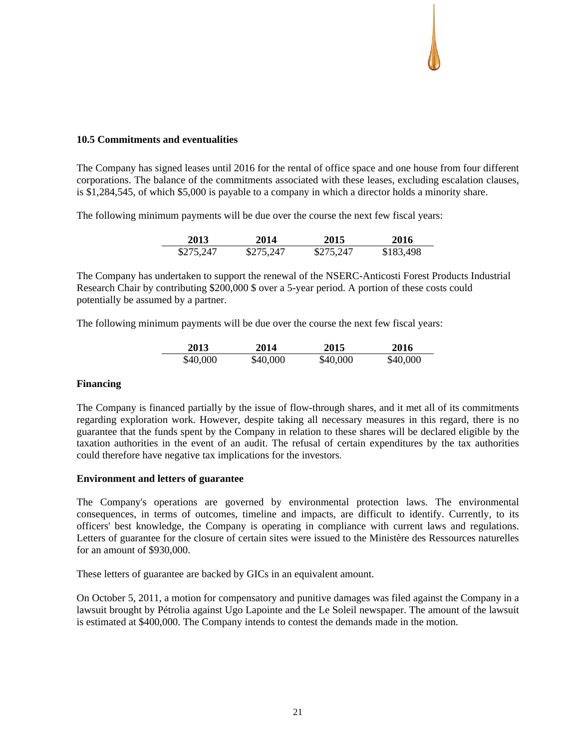### 10.5 Commitments and eventualities

The Company has signed leases until 2016 for the rental of office space and one house from four different corporations. The balance of the commitments associated with these leases, excluding escalation clauses, is $1,284,545, of which $5,000 is payable to a company in which a director holds a minority share.

The following minimum payments will be due over the course the next few fiscal years:

| 2013 | 2014 | 2015 | 2016 |
|---|---|---|---|
| $275,247 | $275,247 | $275,247 | $183,498 |

The Company has undertaken to support the renewal of the NSERC-Anticosti Forest Products Industrial Research Chair by contributing $200,000 $ over a 5-year period. A portion of these costs could potentially be assumed by a partner.

The following minimum payments will be due over the course the next few fiscal years:

| 2013 | 2014 | 2015 | 2016 |
|---|---|---|---|
| $40,000 | $40,000 | $40,000 | $40,000 |

**Financing**

The Company is financed partially by the issue of flow-through shares, and it met all of its commitments regarding exploration work. However, despite taking all necessary measures in this regard, there is no guarantee that the funds spent by the Company in relation to these shares will be declared eligible by the taxation authorities in the event of an audit. The refusal of certain expenditures by the tax authorities could therefore have negative tax implications for the investors.

**Environment and letters of guarantee**

The Company's operations are governed by environmental protection laws. The environmental consequences, in terms of outcomes, timeline and impacts, are difficult to identify. Currently, to its officers' best knowledge, the Company is operating in compliance with current laws and regulations. Letters of guarantee for the closure of certain sites were issued to the Ministère des Ressources naturelles for an amount of $930,000.

These letters of guarantee are backed by GICs in an equivalent amount.

On October 5, 2011, a motion for compensatory and punitive damages was filed against the Company in a lawsuit brought by Pétrolia against Ugo Lapointe and the Le Soleil newspaper. The amount of the lawsuit is estimated at $400,000. The Company intends to contest the demands made in the motion.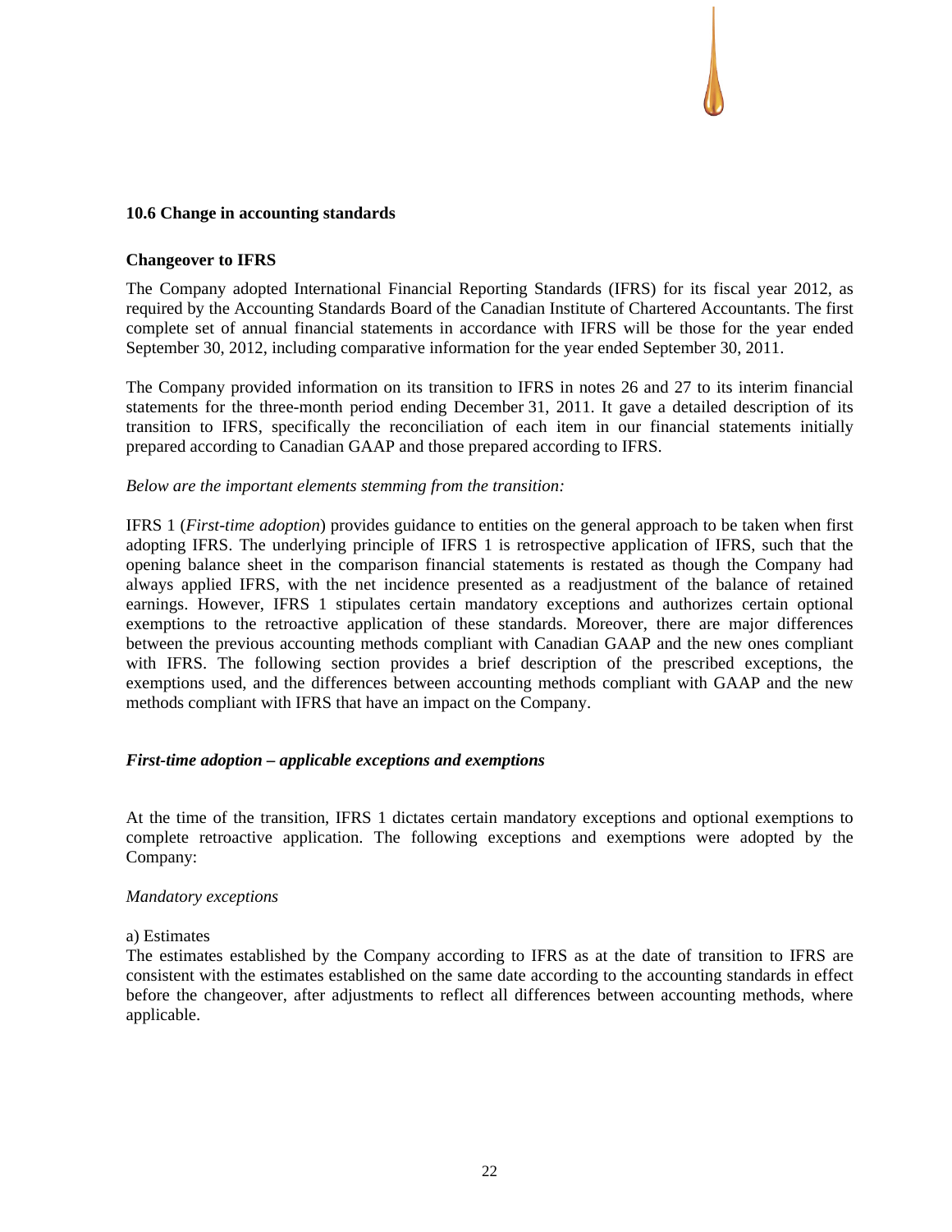### 10.6 Change in accounting standards

**Changeover to IFRS**

The Company adopted International Financial Reporting Standards (IFRS) for its fiscal year 2012, as required by the Accounting Standards Board of the Canadian Institute of Chartered Accountants. The first complete set of annual financial statements in accordance with IFRS will be those for the year ended September 30, 2012, including comparative information for the year ended September 30, 2011.

The Company provided information on its transition to IFRS in notes 26 and 27 to its interim financial statements for the three-month period ending December 31, 2011. It gave a detailed description of its transition to IFRS, specifically the reconciliation of each item in our financial statements initially prepared according to Canadian GAAP and those prepared according to IFRS.

*Below are the important elements stemming from the transition:*

IFRS 1 (*First-time adoption*) provides guidance to entities on the general approach to be taken when first adopting IFRS. The underlying principle of IFRS 1 is retrospective application of IFRS, such that the opening balance sheet in the comparison financial statements is restated as though the Company had always applied IFRS, with the net incidence presented as a readjustment of the balance of retained earnings. However, IFRS 1 stipulates certain mandatory exceptions and authorizes certain optional exemptions to the retroactive application of these standards. Moreover, there are major differences between the previous accounting methods compliant with Canadian GAAP and the new ones compliant with IFRS. The following section provides a brief description of the prescribed exceptions, the exemptions used, and the differences between accounting methods compliant with GAAP and the new methods compliant with IFRS that have an impact on the Company.

***First-time adoption – applicable exceptions and exemptions***

At the time of the transition, IFRS 1 dictates certain mandatory exceptions and optional exemptions to complete retroactive application. The following exceptions and exemptions were adopted by the Company:

*Mandatory exceptions*

a) Estimates
The estimates established by the Company according to IFRS as at the date of transition to IFRS are consistent with the estimates established on the same date according to the accounting standards in effect before the changeover, after adjustments to reflect all differences between accounting methods, where applicable.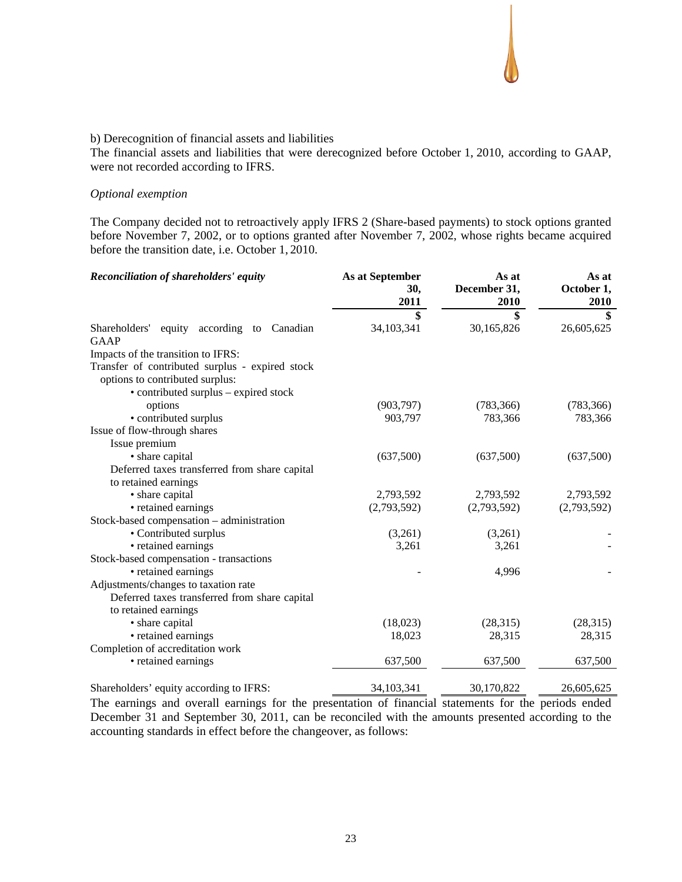b) Derecognition of financial assets and liabilities

The financial assets and liabilities that were derecognized before October 1, 2010, according to GAAP, were not recorded according to IFRS.

*Optional exemption*

The Company decided not to retroactively apply IFRS 2 (Share-based payments) to stock options granted before November 7, 2002, or to options granted after November 7, 2002, whose rights became acquired before the transition date, i.e. October 1, 2010.

| ***Reconciliation of shareholders' equity*** | **As at September 30, 2011** | **As at December 31, 2010** | **As at October 1, 2010** |
|---|---|---|---|
| | **$** | **$** | **$** |
| Shareholders' equity according to Canadian GAAP | 34,103,341 | 30,165,826 | 26,605,625 |
| Impacts of the transition to IFRS: | | | |
| Transfer of contributed surplus - expired stock options to contributed surplus: | | | |
| • contributed surplus – expired stock options | (903,797) | (783,366) | (783,366) |
| • contributed surplus | 903,797 | 783,366 | 783,366 |
| Issue of flow-through shares | | | |
| Issue premium | | | |
| • share capital | (637,500) | (637,500) | (637,500) |
| Deferred taxes transferred from share capital to retained earnings | | | |
| • share capital | 2,793,592 | 2,793,592 | 2,793,592 |
| • retained earnings | (2,793,592) | (2,793,592) | (2,793,592) |
| Stock-based compensation – administration | | | |
| • Contributed surplus | (3,261) | (3,261) | - |
| • retained earnings | 3,261 | 3,261 | - |
| Stock-based compensation - transactions | | | |
| • retained earnings | - | 4,996 | - |
| Adjustments/changes to taxation rate | | | |
| Deferred taxes transferred from share capital to retained earnings | | | |
| • share capital | (18,023) | (28,315) | (28,315) |
| • retained earnings | 18,023 | 28,315 | 28,315 |
| Completion of accreditation work | | | |
| • retained earnings | 637,500 | 637,500 | 637,500 |
| Shareholders' equity according to IFRS: | 34,103,341 | 30,170,822 | 26,605,625 |

The earnings and overall earnings for the presentation of financial statements for the periods ended December 31 and September 30, 2011, can be reconciled with the amounts presented according to the accounting standards in effect before the changeover, as follows: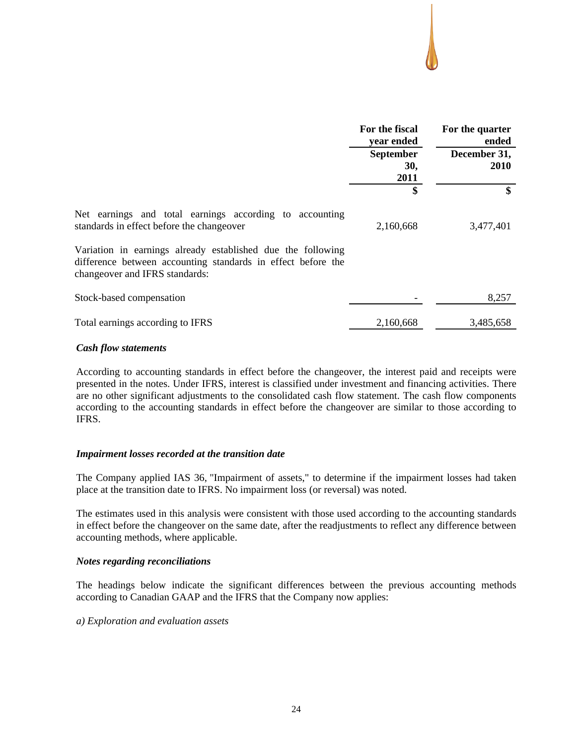| | For the fiscal year ended September 30, 2011 | For the quarter ended December 31, 2010 |
|---|---|---|
| | $ | $ |
| Net earnings and total earnings according to accounting standards in effect before the changeover | 2,160,668 | 3,477,401 |
| Variation in earnings already established due the following difference between accounting standards in effect before the changeover and IFRS standards: | | |
| Stock-based compensation | - | 8,257 |
| Total earnings according to IFRS | 2,160,668 | 3,485,658 |

***Cash flow statements***

According to accounting standards in effect before the changeover, the interest paid and receipts were presented in the notes. Under IFRS, interest is classified under investment and financing activities. There are no other significant adjustments to the consolidated cash flow statement. The cash flow components according to the accounting standards in effect before the changeover are similar to those according to IFRS.

***Impairment losses recorded at the transition date***

The Company applied IAS 36, "Impairment of assets," to determine if the impairment losses had taken place at the transition date to IFRS. No impairment loss (or reversal) was noted.

The estimates used in this analysis were consistent with those used according to the accounting standards in effect before the changeover on the same date, after the readjustments to reflect any difference between accounting methods, where applicable.

***Notes regarding reconciliations***

The headings below indicate the significant differences between the previous accounting methods according to Canadian GAAP and the IFRS that the Company now applies:

*a) Exploration and evaluation assets*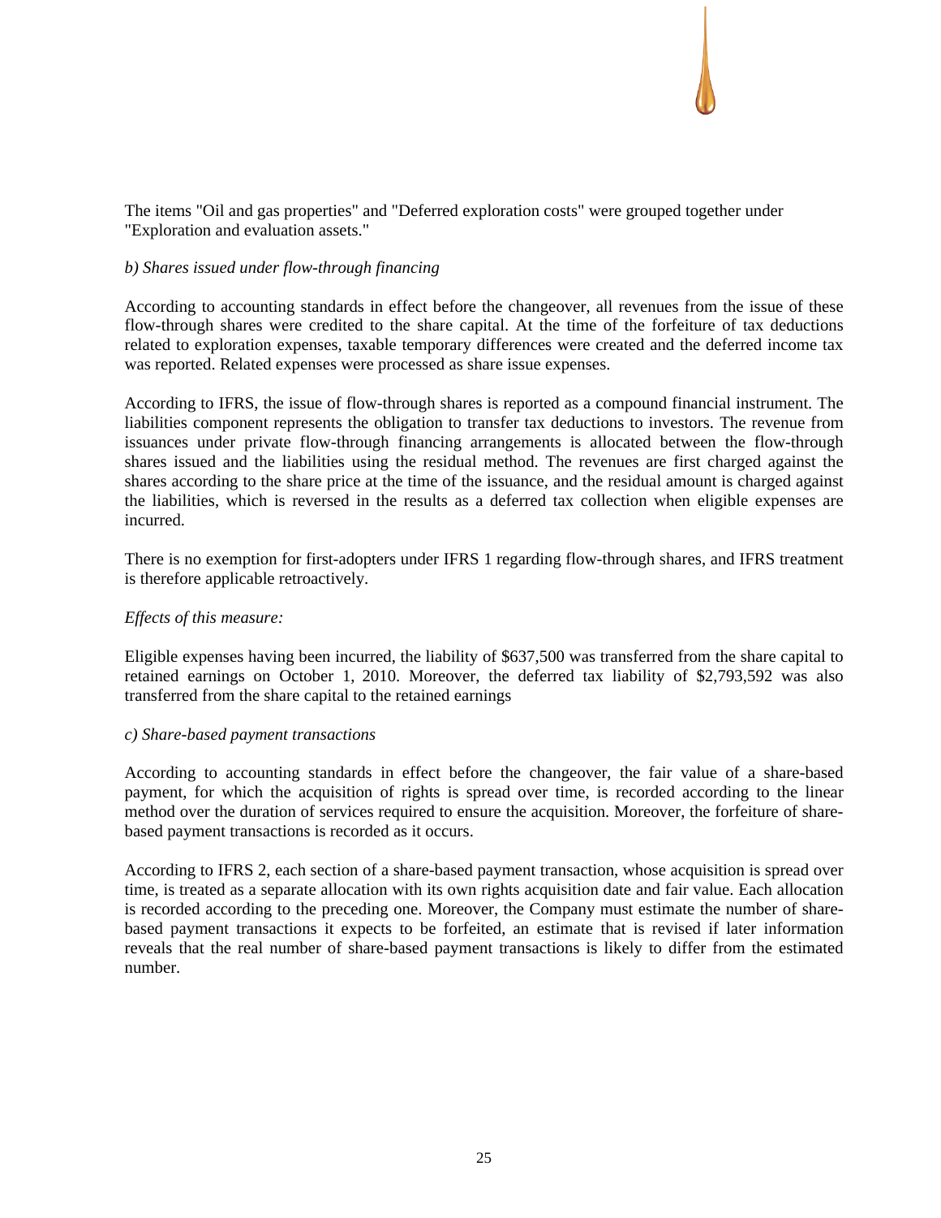The items "Oil and gas properties" and "Deferred exploration costs" were grouped together under "Exploration and evaluation assets."

*b) Shares issued under flow-through financing*

According to accounting standards in effect before the changeover, all revenues from the issue of these flow-through shares were credited to the share capital. At the time of the forfeiture of tax deductions related to exploration expenses, taxable temporary differences were created and the deferred income tax was reported. Related expenses were processed as share issue expenses.

According to IFRS, the issue of flow-through shares is reported as a compound financial instrument. The liabilities component represents the obligation to transfer tax deductions to investors. The revenue from issuances under private flow-through financing arrangements is allocated between the flow-through shares issued and the liabilities using the residual method. The revenues are first charged against the shares according to the share price at the time of the issuance, and the residual amount is charged against the liabilities, which is reversed in the results as a deferred tax collection when eligible expenses are incurred.

There is no exemption for first-adopters under IFRS 1 regarding flow-through shares, and IFRS treatment is therefore applicable retroactively.

*Effects of this measure:*

Eligible expenses having been incurred, the liability of $637,500 was transferred from the share capital to retained earnings on October 1, 2010. Moreover, the deferred tax liability of $2,793,592 was also transferred from the share capital to the retained earnings

*c) Share-based payment transactions*

According to accounting standards in effect before the changeover, the fair value of a share-based payment, for which the acquisition of rights is spread over time, is recorded according to the linear method over the duration of services required to ensure the acquisition. Moreover, the forfeiture of share-based payment transactions is recorded as it occurs.

According to IFRS 2, each section of a share-based payment transaction, whose acquisition is spread over time, is treated as a separate allocation with its own rights acquisition date and fair value. Each allocation is recorded according to the preceding one. Moreover, the Company must estimate the number of share-based payment transactions it expects to be forfeited, an estimate that is revised if later information reveals that the real number of share-based payment transactions is likely to differ from the estimated number.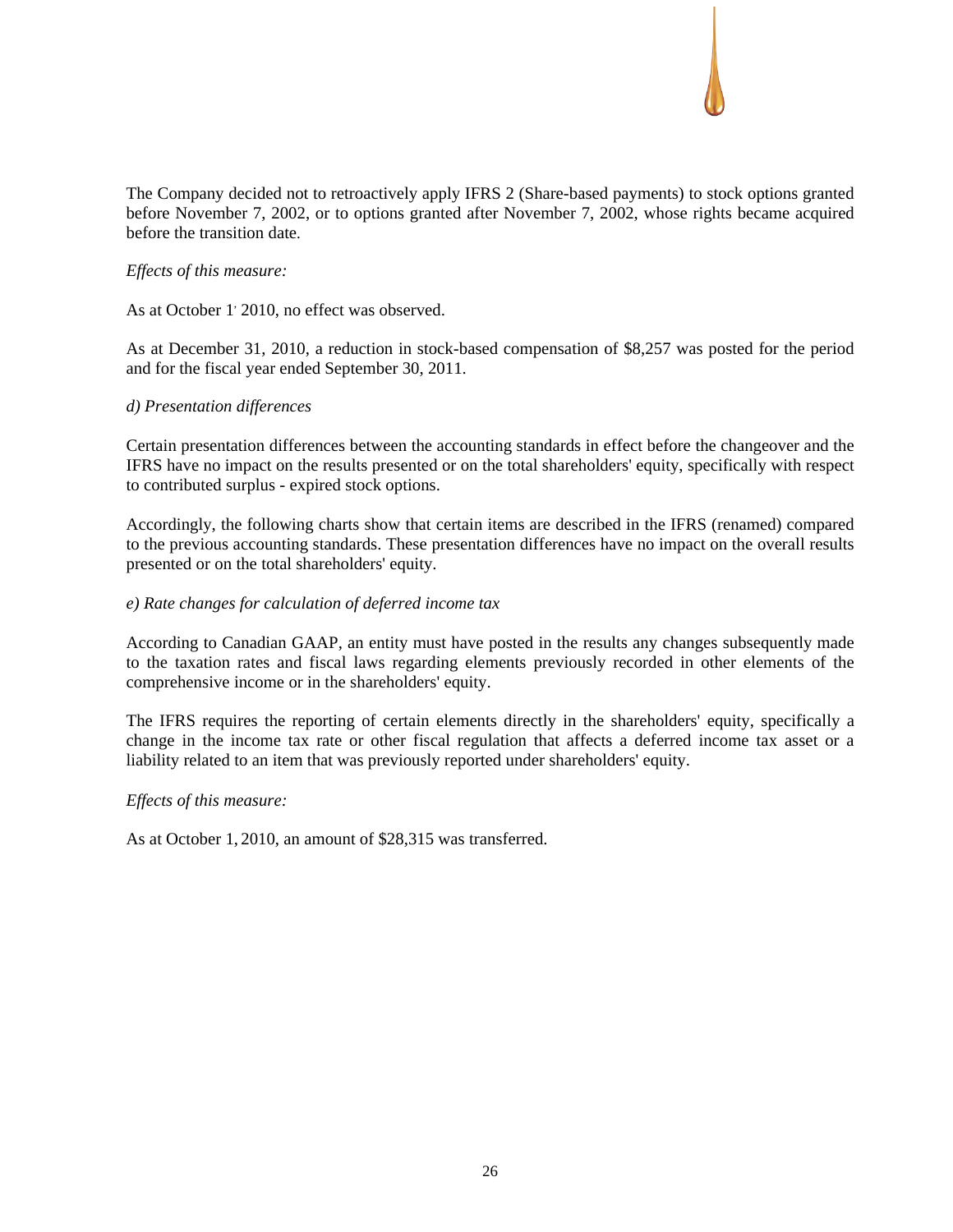The Company decided not to retroactively apply IFRS 2 (Share-based payments) to stock options granted before November 7, 2002, or to options granted after November 7, 2002, whose rights became acquired before the transition date.

*Effects of this measure:*

As at October 1' 2010, no effect was observed.

As at December 31, 2010, a reduction in stock-based compensation of $8,257 was posted for the period and for the fiscal year ended September 30, 2011.

*d) Presentation differences*

Certain presentation differences between the accounting standards in effect before the changeover and the IFRS have no impact on the results presented or on the total shareholders' equity, specifically with respect to contributed surplus - expired stock options.

Accordingly, the following charts show that certain items are described in the IFRS (renamed) compared to the previous accounting standards. These presentation differences have no impact on the overall results presented or on the total shareholders' equity.

*e) Rate changes for calculation of deferred income tax*

According to Canadian GAAP, an entity must have posted in the results any changes subsequently made to the taxation rates and fiscal laws regarding elements previously recorded in other elements of the comprehensive income or in the shareholders' equity.

The IFRS requires the reporting of certain elements directly in the shareholders' equity, specifically a change in the income tax rate or other fiscal regulation that affects a deferred income tax asset or a liability related to an item that was previously reported under shareholders' equity.

*Effects of this measure:*

As at October 1, 2010, an amount of $28,315 was transferred.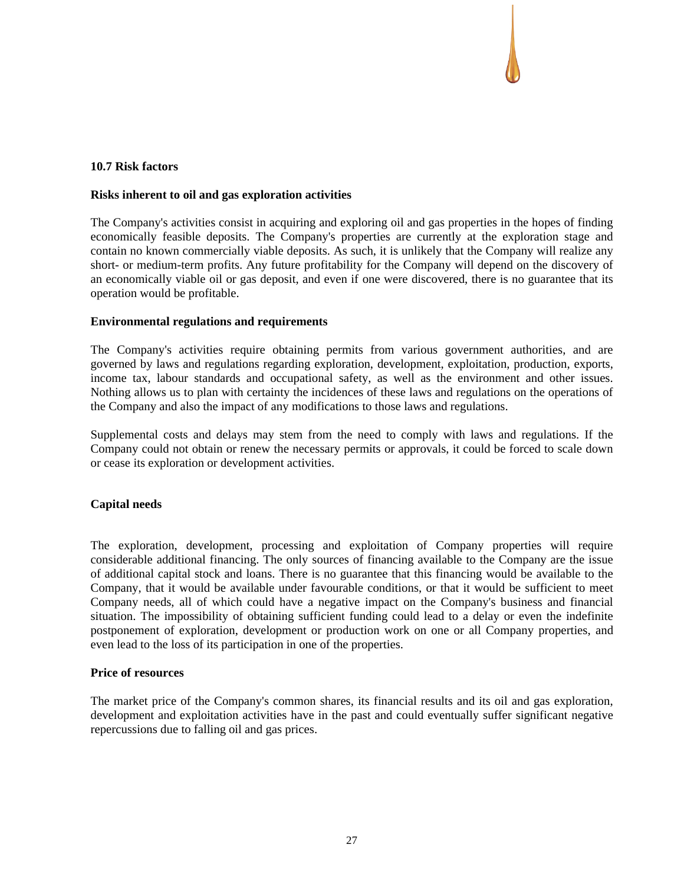### 10.7 Risk factors

**Risks inherent to oil and gas exploration activities**

The Company's activities consist in acquiring and exploring oil and gas properties in the hopes of finding economically feasible deposits. The Company's properties are currently at the exploration stage and contain no known commercially viable deposits. As such, it is unlikely that the Company will realize any short- or medium-term profits. Any future profitability for the Company will depend on the discovery of an economically viable oil or gas deposit, and even if one were discovered, there is no guarantee that its operation would be profitable.

**Environmental regulations and requirements**

The Company's activities require obtaining permits from various government authorities, and are governed by laws and regulations regarding exploration, development, exploitation, production, exports, income tax, labour standards and occupational safety, as well as the environment and other issues. Nothing allows us to plan with certainty the incidences of these laws and regulations on the operations of the Company and also the impact of any modifications to those laws and regulations.

Supplemental costs and delays may stem from the need to comply with laws and regulations. If the Company could not obtain or renew the necessary permits or approvals, it could be forced to scale down or cease its exploration or development activities.

**Capital needs**

The exploration, development, processing and exploitation of Company properties will require considerable additional financing. The only sources of financing available to the Company are the issue of additional capital stock and loans. There is no guarantee that this financing would be available to the Company, that it would be available under favourable conditions, or that it would be sufficient to meet Company needs, all of which could have a negative impact on the Company's business and financial situation. The impossibility of obtaining sufficient funding could lead to a delay or even the indefinite postponement of exploration, development or production work on one or all Company properties, and even lead to the loss of its participation in one of the properties.

**Price of resources**

The market price of the Company's common shares, its financial results and its oil and gas exploration, development and exploitation activities have in the past and could eventually suffer significant negative repercussions due to falling oil and gas prices.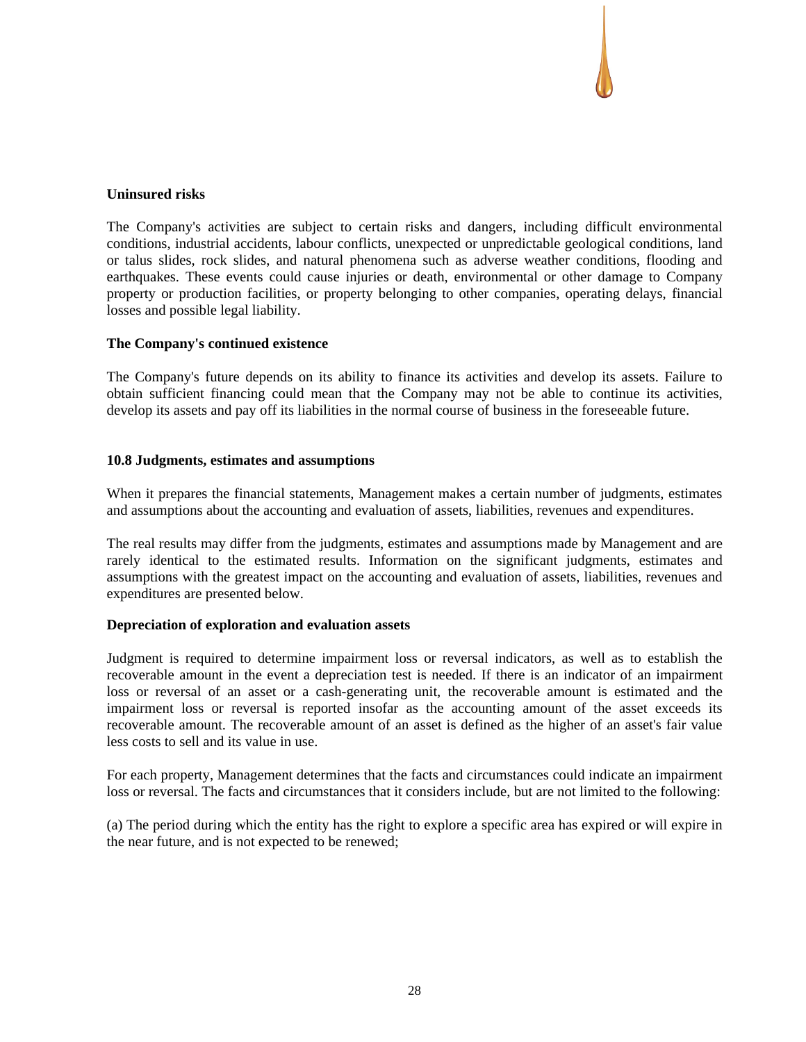**Uninsured risks**

The Company's activities are subject to certain risks and dangers, including difficult environmental conditions, industrial accidents, labour conflicts, unexpected or unpredictable geological conditions, land or talus slides, rock slides, and natural phenomena such as adverse weather conditions, flooding and earthquakes. These events could cause injuries or death, environmental or other damage to Company property or production facilities, or property belonging to other companies, operating delays, financial losses and possible legal liability.

**The Company's continued existence**

The Company's future depends on its ability to finance its activities and develop its assets. Failure to obtain sufficient financing could mean that the Company may not be able to continue its activities, develop its assets and pay off its liabilities in the normal course of business in the foreseeable future.

### 10.8 Judgments, estimates and assumptions

When it prepares the financial statements, Management makes a certain number of judgments, estimates and assumptions about the accounting and evaluation of assets, liabilities, revenues and expenditures.

The real results may differ from the judgments, estimates and assumptions made by Management and are rarely identical to the estimated results. Information on the significant judgments, estimates and assumptions with the greatest impact on the accounting and evaluation of assets, liabilities, revenues and expenditures are presented below.

**Depreciation of exploration and evaluation assets**

Judgment is required to determine impairment loss or reversal indicators, as well as to establish the recoverable amount in the event a depreciation test is needed. If there is an indicator of an impairment loss or reversal of an asset or a cash-generating unit, the recoverable amount is estimated and the impairment loss or reversal is reported insofar as the accounting amount of the asset exceeds its recoverable amount. The recoverable amount of an asset is defined as the higher of an asset's fair value less costs to sell and its value in use.

For each property, Management determines that the facts and circumstances could indicate an impairment loss or reversal. The facts and circumstances that it considers include, but are not limited to the following:

(a) The period during which the entity has the right to explore a specific area has expired or will expire in the near future, and is not expected to be renewed;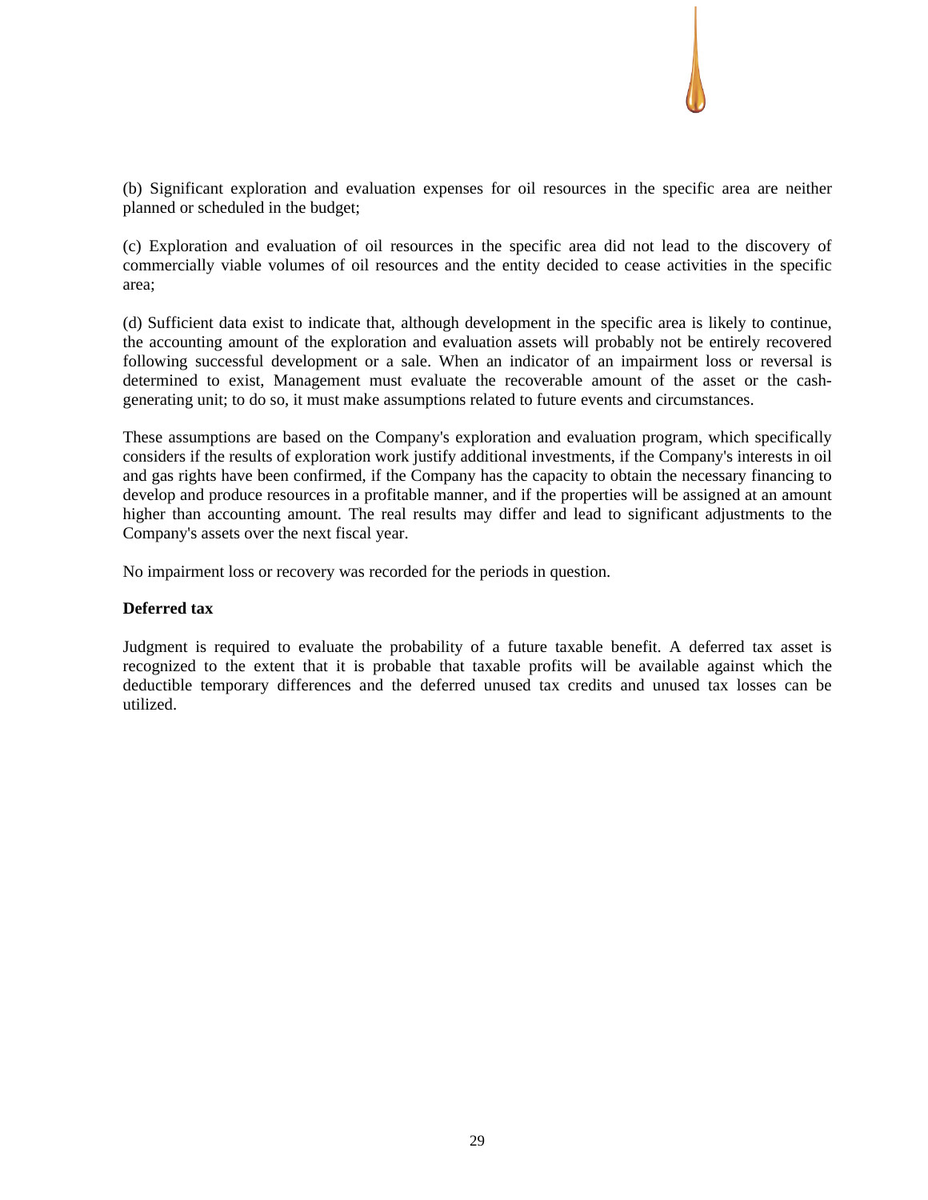(b) Significant exploration and evaluation expenses for oil resources in the specific area are neither planned or scheduled in the budget;

(c) Exploration and evaluation of oil resources in the specific area did not lead to the discovery of commercially viable volumes of oil resources and the entity decided to cease activities in the specific area;

(d) Sufficient data exist to indicate that, although development in the specific area is likely to continue, the accounting amount of the exploration and evaluation assets will probably not be entirely recovered following successful development or a sale. When an indicator of an impairment loss or reversal is determined to exist, Management must evaluate the recoverable amount of the asset or the cash-generating unit; to do so, it must make assumptions related to future events and circumstances.

These assumptions are based on the Company's exploration and evaluation program, which specifically considers if the results of exploration work justify additional investments, if the Company's interests in oil and gas rights have been confirmed, if the Company has the capacity to obtain the necessary financing to develop and produce resources in a profitable manner, and if the properties will be assigned at an amount higher than accounting amount. The real results may differ and lead to significant adjustments to the Company's assets over the next fiscal year.

No impairment loss or recovery was recorded for the periods in question.

**Deferred tax**

Judgment is required to evaluate the probability of a future taxable benefit. A deferred tax asset is recognized to the extent that it is probable that taxable profits will be available against which the deductible temporary differences and the deferred unused tax credits and unused tax losses can be utilized.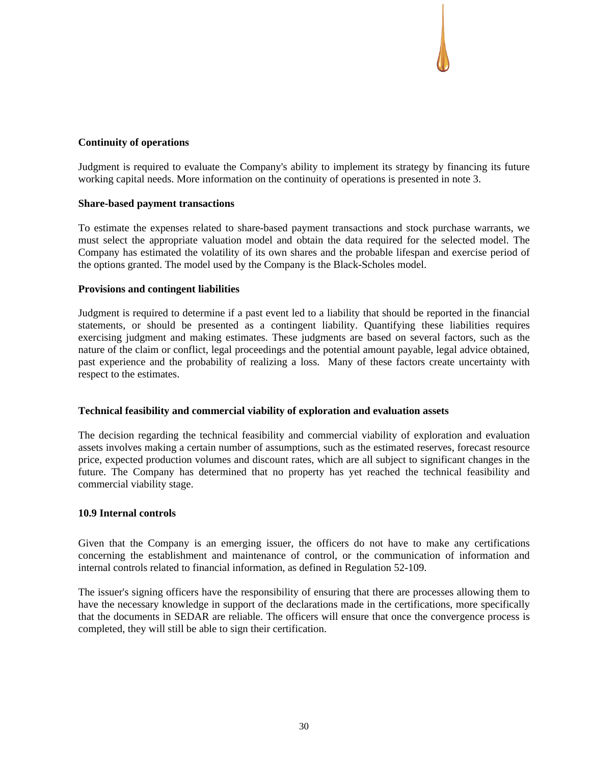**Continuity of operations**

Judgment is required to evaluate the Company's ability to implement its strategy by financing its future working capital needs. More information on the continuity of operations is presented in note 3.

**Share-based payment transactions**

To estimate the expenses related to share-based payment transactions and stock purchase warrants, we must select the appropriate valuation model and obtain the data required for the selected model. The Company has estimated the volatility of its own shares and the probable lifespan and exercise period of the options granted. The model used by the Company is the Black-Scholes model.

**Provisions and contingent liabilities**

Judgment is required to determine if a past event led to a liability that should be reported in the financial statements, or should be presented as a contingent liability. Quantifying these liabilities requires exercising judgment and making estimates. These judgments are based on several factors, such as the nature of the claim or conflict, legal proceedings and the potential amount payable, legal advice obtained, past experience and the probability of realizing a loss. Many of these factors create uncertainty with respect to the estimates.

**Technical feasibility and commercial viability of exploration and evaluation assets**

The decision regarding the technical feasibility and commercial viability of exploration and evaluation assets involves making a certain number of assumptions, such as the estimated reserves, forecast resource price, expected production volumes and discount rates, which are all subject to significant changes in the future. The Company has determined that no property has yet reached the technical feasibility and commercial viability stage.

**10.9 Internal controls**

Given that the Company is an emerging issuer, the officers do not have to make any certifications concerning the establishment and maintenance of control, or the communication of information and internal controls related to financial information, as defined in Regulation 52-109.

The issuer's signing officers have the responsibility of ensuring that there are processes allowing them to have the necessary knowledge in support of the declarations made in the certifications, more specifically that the documents in SEDAR are reliable. The officers will ensure that once the convergence process is completed, they will still be able to sign their certification.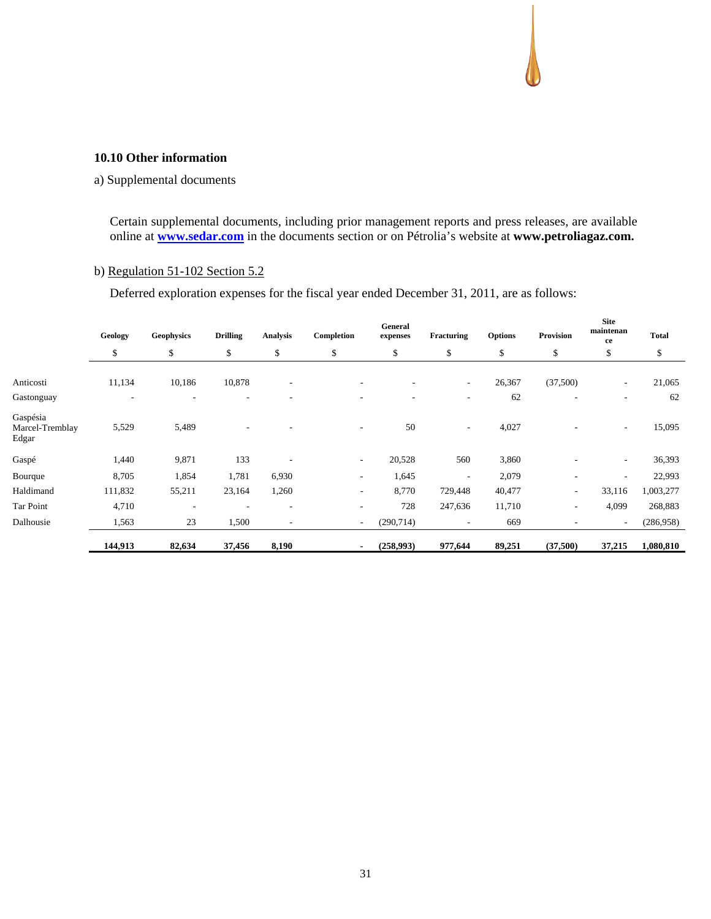### 10.10 Other information

a) Supplemental documents

Certain supplemental documents, including prior management reports and press releases, are available online at **www.sedar.com** in the documents section or on Pétrolia's website at **www.petroliagaz.com.**

b) Regulation 51-102 Section 5.2

Deferred exploration expenses for the fiscal year ended December 31, 2011, are as follows:

| | Geology | Geophysics | Drilling | Analysis | Completion | General expenses | Fracturing | Options | Provision | Site maintenance | Total |
|---|---|---|---|---|---|---|---|---|---|---|---|
| | $ | $ | $ | $ | $ | $ | $ | $ | $ | $ | $ |
| Anticosti | 11,134 | 10,186 | 10,878 | - | - | - | - | 26,367 | (37,500) | - | 21,065 |
| Gastonguay | - | - | - | - | - | - | - | 62 | - | - | 62 |
| Gaspésia Marcel-Tremblay Edgar | 5,529 | 5,489 | - | - | - | 50 | - | 4,027 | - | - | 15,095 |
| Gaspé | 1,440 | 9,871 | 133 | - | - | 20,528 | 560 | 3,860 | - | - | 36,393 |
| Bourque | 8,705 | 1,854 | 1,781 | 6,930 | - | 1,645 | - | 2,079 | - | - | 22,993 |
| Haldimand | 111,832 | 55,211 | 23,164 | 1,260 | - | 8,770 | 729,448 | 40,477 | - | 33,116 | 1,003,277 |
| Tar Point | 4,710 | - | - | - | - | 728 | 247,636 | 11,710 | - | 4,099 | 268,883 |
| Dalhousie | 1,563 | 23 | 1,500 | - | - | (290,714) | - | 669 | - | - | (286,958) |
| | **144,913** | **82,634** | **37,456** | **8,190** | **-** | **(258,993)** | **977,644** | **89,251** | **(37,500)** | **37,215** | **1,080,810** |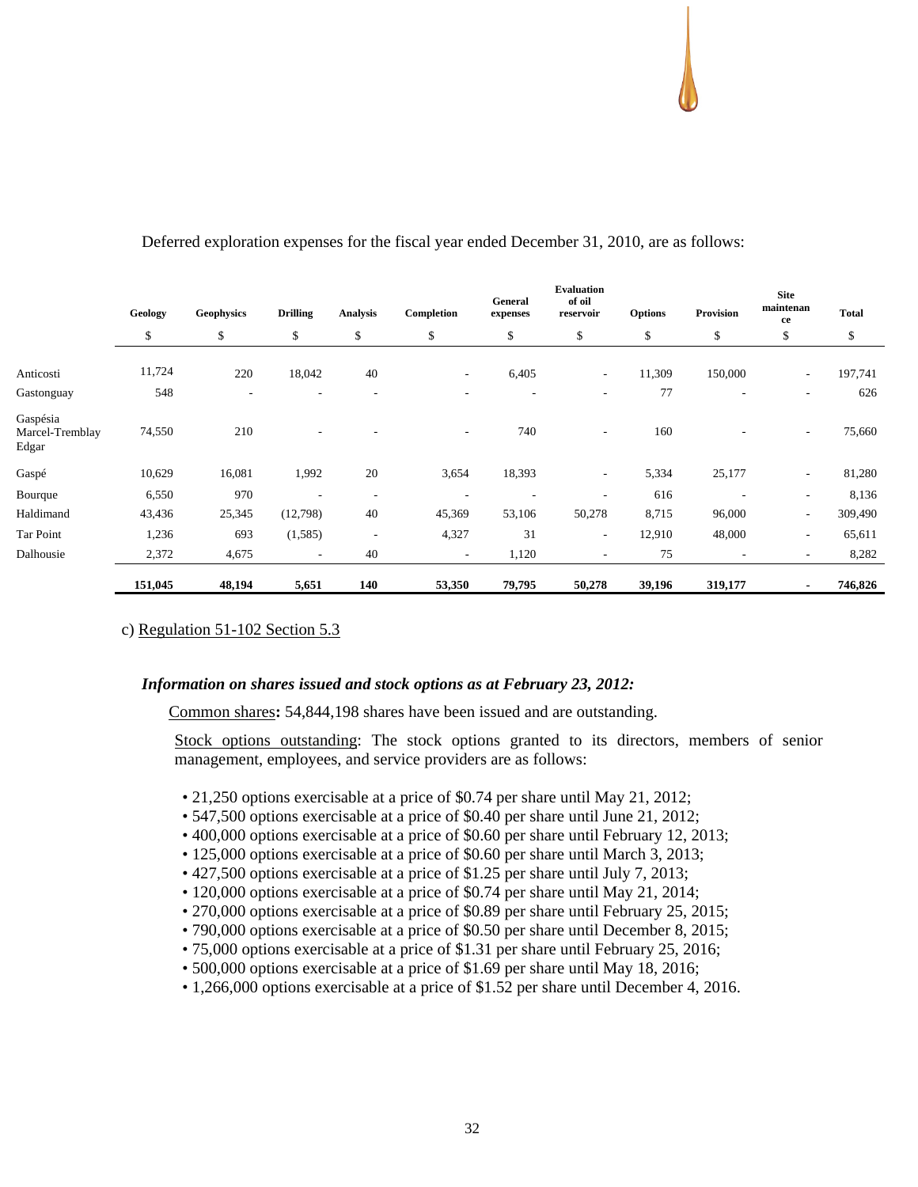Deferred exploration expenses for the fiscal year ended December 31, 2010, are as follows:

| | Geology | Geophysics | Drilling | Analysis | Completion | General expenses | Evaluation of oil reservoir | Options | Provision | Site maintenance | Total |
|---|---|---|---|---|---|---|---|---|---|---|---|
| | $ | $ | $ | $ | $ | $ | $ | $ | $ | $ | $ |
| Anticosti | 11,724 | 220 | 18,042 | 40 | - | 6,405 | - | 11,309 | 150,000 | - | 197,741 |
| Gastonguay | 548 | - | - | - | - | - | - | 77 | - | - | 626 |
| Gaspésia Marcel-Tremblay Edgar | 74,550 | 210 | - | - | - | 740 | - | 160 | - | - | 75,660 |
| Gaspé | 10,629 | 16,081 | 1,992 | 20 | 3,654 | 18,393 | - | 5,334 | 25,177 | - | 81,280 |
| Bourque | 6,550 | 970 | - | - | - | - | - | 616 | - | - | 8,136 |
| Haldimand | 43,436 | 25,345 | (12,798) | 40 | 45,369 | 53,106 | 50,278 | 8,715 | 96,000 | - | 309,490 |
| Tar Point | 1,236 | 693 | (1,585) | - | 4,327 | 31 | - | 12,910 | 48,000 | - | 65,611 |
| Dalhousie | 2,372 | 4,675 | - | 40 | - | 1,120 | - | 75 | - | - | 8,282 |
| | **151,045** | **48,194** | **5,651** | **140** | **53,350** | **79,795** | **50,278** | **39,196** | **319,177** | **-** | **746,826** |

c) Regulation 51-102 Section 5.3

***Information on shares issued and stock options as at February 23, 2012:***

Common shares**:** 54,844,198 shares have been issued and are outstanding.

Stock options outstanding: The stock options granted to its directors, members of senior management, employees, and service providers are as follows:

- 21,250 options exercisable at a price of $0.74 per share until May 21, 2012;
- 547,500 options exercisable at a price of $0.40 per share until June 21, 2012;
- 400,000 options exercisable at a price of $0.60 per share until February 12, 2013;
- 125,000 options exercisable at a price of $0.60 per share until March 3, 2013;
- 427,500 options exercisable at a price of $1.25 per share until July 7, 2013;
- 120,000 options exercisable at a price of $0.74 per share until May 21, 2014;
- 270,000 options exercisable at a price of $0.89 per share until February 25, 2015;
- 790,000 options exercisable at a price of $0.50 per share until December 8, 2015;
- 75,000 options exercisable at a price of $1.31 per share until February 25, 2016;
- 500,000 options exercisable at a price of $1.69 per share until May 18, 2016;
- 1,266,000 options exercisable at a price of $1.52 per share until December 4, 2016.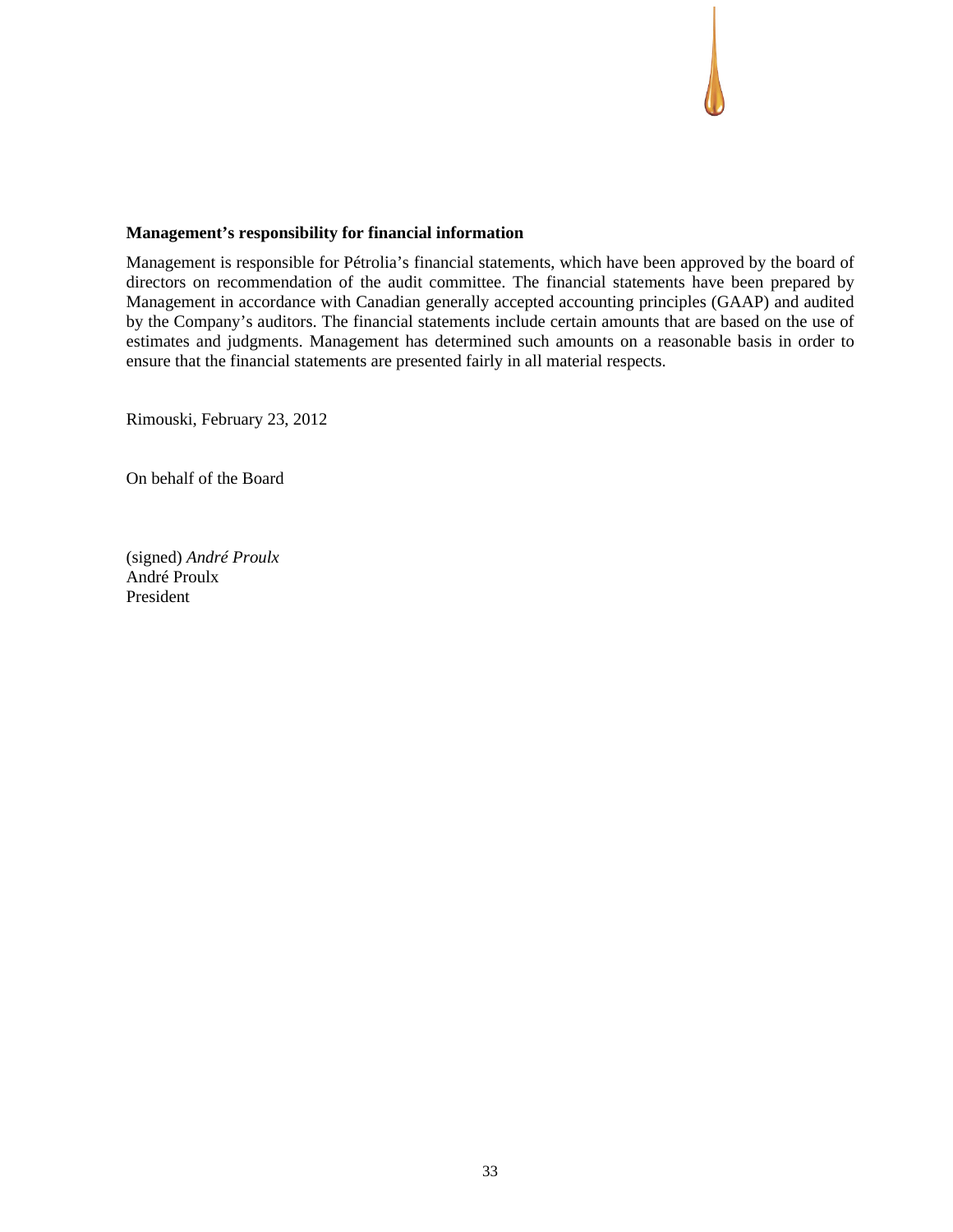**Management's responsibility for financial information**

Management is responsible for Pétrolia's financial statements, which have been approved by the board of directors on recommendation of the audit committee. The financial statements have been prepared by Management in accordance with Canadian generally accepted accounting principles (GAAP) and audited by the Company's auditors. The financial statements include certain amounts that are based on the use of estimates and judgments. Management has determined such amounts on a reasonable basis in order to ensure that the financial statements are presented fairly in all material respects.

Rimouski, February 23, 2012

On behalf of the Board

(signed) *André Proulx*
André Proulx
President